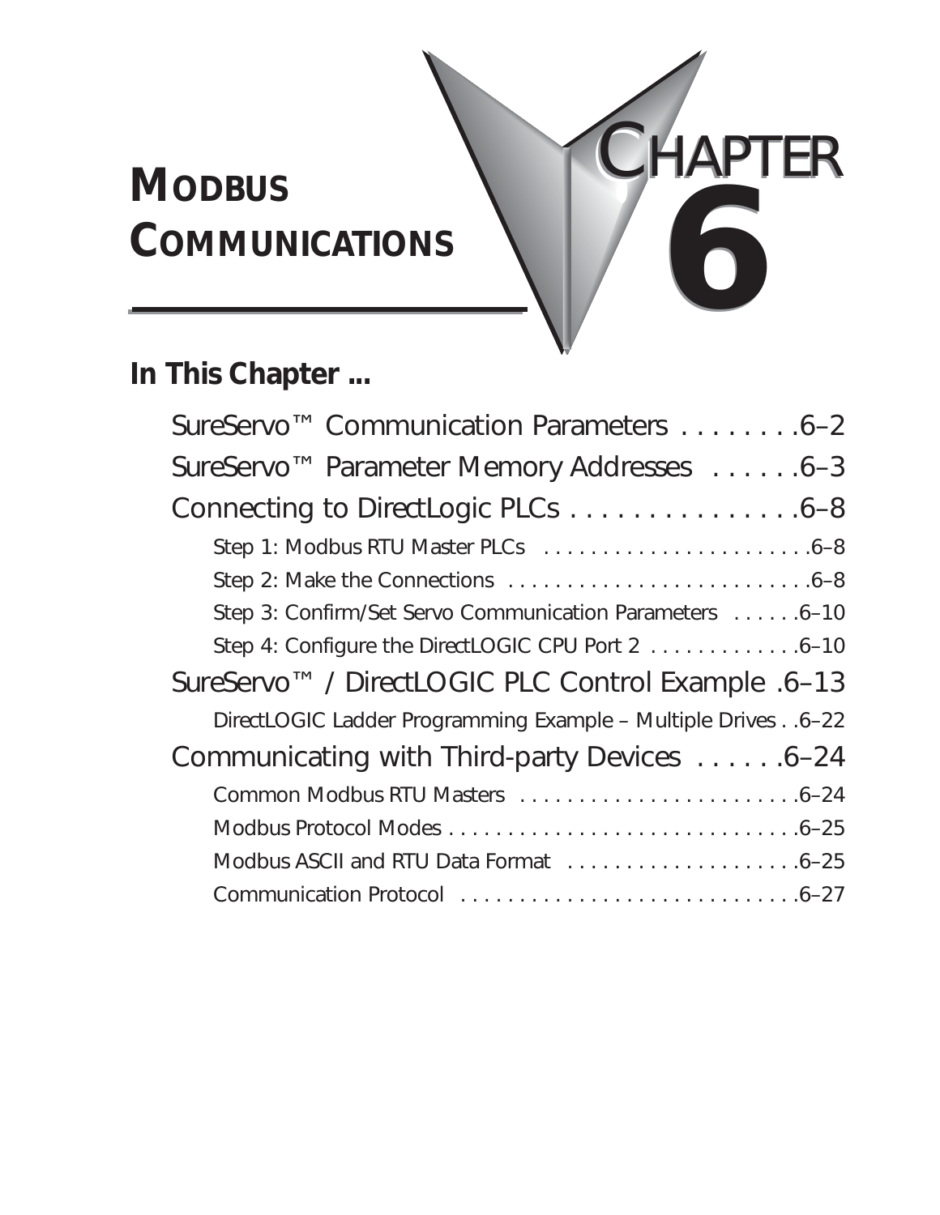# Modbus Communications

# Chapter 6

## In This Chapter ...

SureServo™ Communication Parameters . . . . . . . .6–2

SureServo™ Parameter Memory Addresses . . . . . .6–3

Connecting to DirectLogic PLCs . . . . . . . . . . . . . . .6–8

- Step 1: Modbus RTU Master PLCs . . . . . . . . . . . . . . . . . . . . . . .6–8
- Step 2: Make the Connections . . . . . . . . . . . . . . . . . . . . . . . . .6–8
- Step 3: Confirm/Set Servo Communication Parameters . . . . . .6–10
- Step 4: Configure the DirectLOGIC CPU Port 2 . . . . . . . . . . . . .6–10

SureServo™ / DirectLOGIC PLC Control Example .6–13

- DirectLOGIC Ladder Programming Example – Multiple Drives . .6–22

Communicating with Third-party Devices . . . . . .6–24

- Common Modbus RTU Masters . . . . . . . . . . . . . . . . . . . . . . . .6–24
- Modbus Protocol Modes . . . . . . . . . . . . . . . . . . . . . . . . . . . . .6–25
- Modbus ASCII and RTU Data Format . . . . . . . . . . . . . . . . . . .6–25
- Communication Protocol . . . . . . . . . . . . . . . . . . . . . . . . . . . .6–27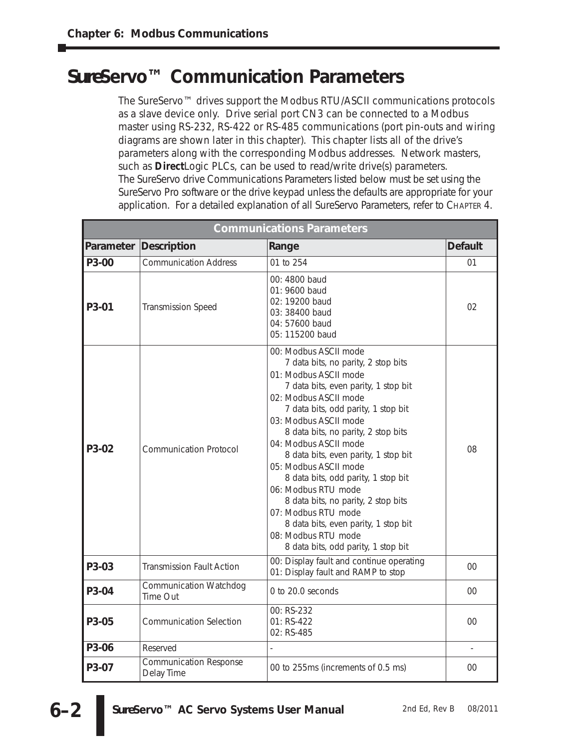# SureServo™ Communication Parameters

The SureServo™ drives support the Modbus RTU/ASCII communications protocols as a slave device only. Drive serial port CN3 can be connected to a Modbus master using RS-232, RS-422 or RS-485 communications (port pin-outs and wiring diagrams are shown later in this chapter). This chapter lists all of the drive's parameters along with the corresponding Modbus addresses. Network masters, such as **Direct**Logic PLCs, can be used to read/write drive(s) parameters.
The SureServo drive Communications Parameters listed below must be set using the SureServo Pro software or the drive keypad unless the defaults are appropriate for your application. For a detailed explanation of all SureServo Parameters, refer to CHAPTER 4.

| Communications Parameters | | | |
|---|---|---|---|
| **Parameter** | **Description** | **Range** | **Default** |
| **P3-00** | Communication Address | 01 to 254 | 01 |
| **P3-01** | Transmission Speed | 00: 4800 baud<br>01: 9600 baud<br>02: 19200 baud<br>03: 38400 baud<br>04: 57600 baud<br>05: 115200 baud | 02 |
| **P3-02** | Communication Protocol | 00: Modbus ASCII mode<br>7 data bits, no parity, 2 stop bits<br>01: Modbus ASCII mode<br>7 data bits, even parity, 1 stop bit<br>02: Modbus ASCII mode<br>7 data bits, odd parity, 1 stop bit<br>03: Modbus ASCII mode<br>8 data bits, no parity, 2 stop bits<br>04: Modbus ASCII mode<br>8 data bits, even parity, 1 stop bit<br>05: Modbus ASCII mode<br>8 data bits, odd parity, 1 stop bit<br>06: Modbus RTU mode<br>8 data bits, no parity, 2 stop bits<br>07: Modbus RTU mode<br>8 data bits, even parity, 1 stop bit<br>08: Modbus RTU mode<br>8 data bits, odd parity, 1 stop bit | 08 |
| **P3-03** | Transmission Fault Action | 00: Display fault and continue operating<br>01: Display fault and RAMP to stop | 00 |
| **P3-04** | Communication Watchdog Time Out | 0 to 20.0 seconds | 00 |
| **P3-05** | Communication Selection | 00: RS-232<br>01: RS-422<br>02: RS-485 | 00 |
| **P3-06** | Reserved | - | - |
| **P3-07** | Communication Response Delay Time | 00 to 255ms (increments of 0.5 ms) | 00 |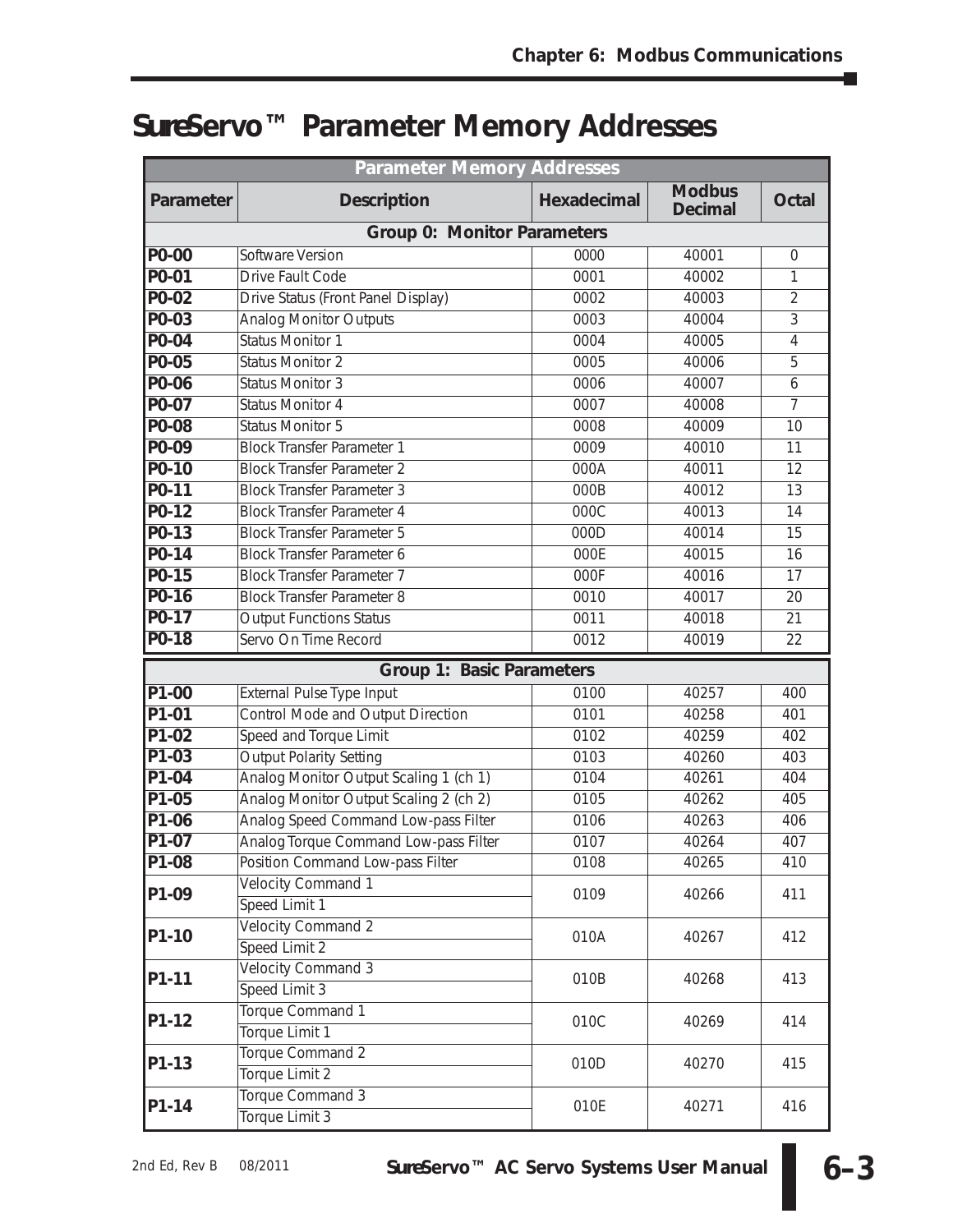# SureServo™ Parameter Memory Addresses

| Parameter Memory Addresses | | | | |
|---|---|---|---|---|
| **Parameter** | **Description** | **Hexadecimal** | **Modbus Decimal** | **Octal** |
| **Group 0: Monitor Parameters** | | | | |
| **P0-00** | Software Version | 0000 | 40001 | 0 |
| **P0-01** | Drive Fault Code | 0001 | 40002 | 1 |
| **P0-02** | Drive Status (Front Panel Display) | 0002 | 40003 | 2 |
| **P0-03** | Analog Monitor Outputs | 0003 | 40004 | 3 |
| **P0-04** | Status Monitor 1 | 0004 | 40005 | 4 |
| **P0-05** | Status Monitor 2 | 0005 | 40006 | 5 |
| **P0-06** | Status Monitor 3 | 0006 | 40007 | 6 |
| **P0-07** | Status Monitor 4 | 0007 | 40008 | 7 |
| **P0-08** | Status Monitor 5 | 0008 | 40009 | 10 |
| **P0-09** | Block Transfer Parameter 1 | 0009 | 40010 | 11 |
| **P0-10** | Block Transfer Parameter 2 | 000A | 40011 | 12 |
| **P0-11** | Block Transfer Parameter 3 | 000B | 40012 | 13 |
| **P0-12** | Block Transfer Parameter 4 | 000C | 40013 | 14 |
| **P0-13** | Block Transfer Parameter 5 | 000D | 40014 | 15 |
| **P0-14** | Block Transfer Parameter 6 | 000E | 40015 | 16 |
| **P0-15** | Block Transfer Parameter 7 | 000F | 40016 | 17 |
| **P0-16** | Block Transfer Parameter 8 | 0010 | 40017 | 20 |
| **P0-17** | Output Functions Status | 0011 | 40018 | 21 |
| **P0-18** | Servo On Time Record | 0012 | 40019 | 22 |
| **Group 1: Basic Parameters** | | | | |
| **P1-00** | External Pulse Type Input | 0100 | 40257 | 400 |
| **P1-01** | Control Mode and Output Direction | 0101 | 40258 | 401 |
| **P1-02** | Speed and Torque Limit | 0102 | 40259 | 402 |
| **P1-03** | Output Polarity Setting | 0103 | 40260 | 403 |
| **P1-04** | Analog Monitor Output Scaling 1 (ch 1) | 0104 | 40261 | 404 |
| **P1-05** | Analog Monitor Output Scaling 2 (ch 2) | 0105 | 40262 | 405 |
| **P1-06** | Analog Speed Command Low-pass Filter | 0106 | 40263 | 406 |
| **P1-07** | Analog Torque Command Low-pass Filter | 0107 | 40264 | 407 |
| **P1-08** | Position Command Low-pass Filter | 0108 | 40265 | 410 |
| **P1-09** | Velocity Command 1 / Speed Limit 1 | 0109 | 40266 | 411 |
| **P1-10** | Velocity Command 2 / Speed Limit 2 | 010A | 40267 | 412 |
| **P1-11** | Velocity Command 3 / Speed Limit 3 | 010B | 40268 | 413 |
| **P1-12** | Torque Command 1 / Torque Limit 1 | 010C | 40269 | 414 |
| **P1-13** | Torque Command 2 / Torque Limit 2 | 010D | 40270 | 415 |
| **P1-14** | Torque Command 3 / Torque Limit 3 | 010E | 40271 | 416 |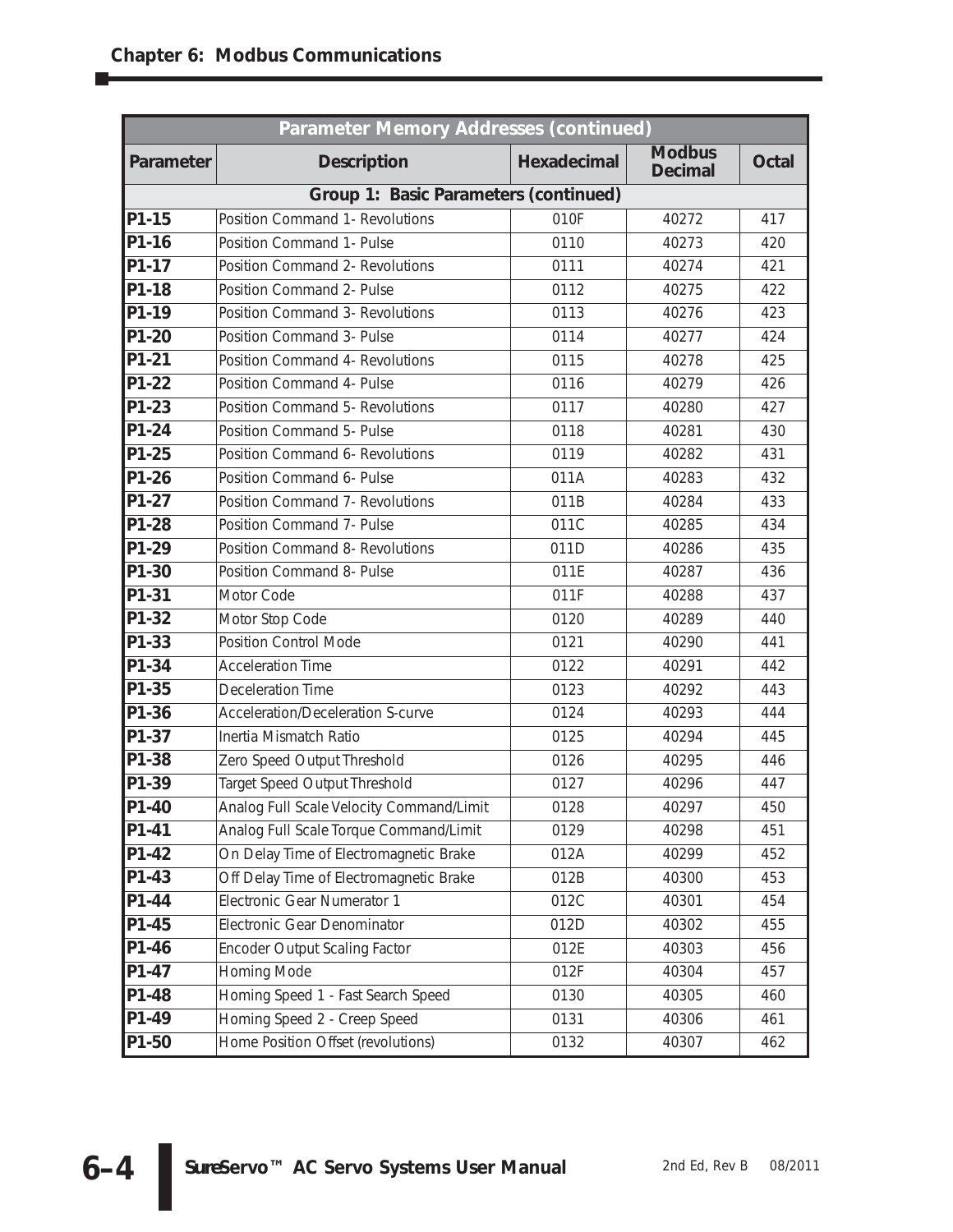## Parameter Memory Addresses (continued)

| Parameter | Description | Hexadecimal | Modbus Decimal | Octal |
|---|---|---|---|---|
| **Group 1: Basic Parameters (continued)** | | | | |
| P1-15 | Position Command 1- Revolutions | 010F | 40272 | 417 |
| P1-16 | Position Command 1- Pulse | 0110 | 40273 | 420 |
| P1-17 | Position Command 2- Revolutions | 0111 | 40274 | 421 |
| P1-18 | Position Command 2- Pulse | 0112 | 40275 | 422 |
| P1-19 | Position Command 3- Revolutions | 0113 | 40276 | 423 |
| P1-20 | Position Command 3- Pulse | 0114 | 40277 | 424 |
| P1-21 | Position Command 4- Revolutions | 0115 | 40278 | 425 |
| P1-22 | Position Command 4- Pulse | 0116 | 40279 | 426 |
| P1-23 | Position Command 5- Revolutions | 0117 | 40280 | 427 |
| P1-24 | Position Command 5- Pulse | 0118 | 40281 | 430 |
| P1-25 | Position Command 6- Revolutions | 0119 | 40282 | 431 |
| P1-26 | Position Command 6- Pulse | 011A | 40283 | 432 |
| P1-27 | Position Command 7- Revolutions | 011B | 40284 | 433 |
| P1-28 | Position Command 7- Pulse | 011C | 40285 | 434 |
| P1-29 | Position Command 8- Revolutions | 011D | 40286 | 435 |
| P1-30 | Position Command 8- Pulse | 011E | 40287 | 436 |
| P1-31 | Motor Code | 011F | 40288 | 437 |
| P1-32 | Motor Stop Code | 0120 | 40289 | 440 |
| P1-33 | Position Control Mode | 0121 | 40290 | 441 |
| P1-34 | Acceleration Time | 0122 | 40291 | 442 |
| P1-35 | Deceleration Time | 0123 | 40292 | 443 |
| P1-36 | Acceleration/Deceleration S-curve | 0124 | 40293 | 444 |
| P1-37 | Inertia Mismatch Ratio | 0125 | 40294 | 445 |
| P1-38 | Zero Speed Output Threshold | 0126 | 40295 | 446 |
| P1-39 | Target Speed Output Threshold | 0127 | 40296 | 447 |
| P1-40 | Analog Full Scale Velocity Command/Limit | 0128 | 40297 | 450 |
| P1-41 | Analog Full Scale Torque Command/Limit | 0129 | 40298 | 451 |
| P1-42 | On Delay Time of Electromagnetic Brake | 012A | 40299 | 452 |
| P1-43 | Off Delay Time of Electromagnetic Brake | 012B | 40300 | 453 |
| P1-44 | Electronic Gear Numerator 1 | 012C | 40301 | 454 |
| P1-45 | Electronic Gear Denominator | 012D | 40302 | 455 |
| P1-46 | Encoder Output Scaling Factor | 012E | 40303 | 456 |
| P1-47 | Homing Mode | 012F | 40304 | 457 |
| P1-48 | Homing Speed 1 - Fast Search Speed | 0130 | 40305 | 460 |
| P1-49 | Homing Speed 2 - Creep Speed | 0131 | 40306 | 461 |
| P1-50 | Home Position Offset (revolutions) | 0132 | 40307 | 462 |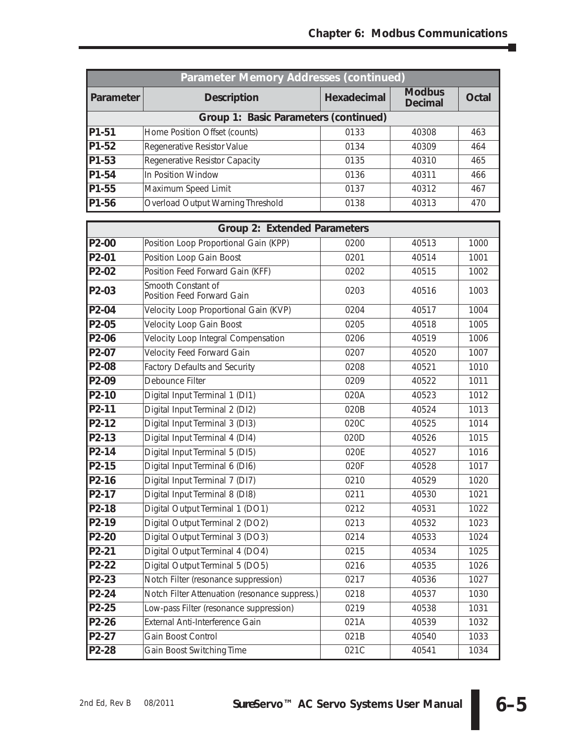| Parameter Memory Addresses (continued) | | | | |
|---|---|---|---|---|
| **Parameter** | **Description** | **Hexadecimal** | **Modbus Decimal** | **Octal** |
| **Group 1: Basic Parameters (continued)** | | | | |
| **P1-51** | Home Position Offset (counts) | 0133 | 40308 | 463 |
| **P1-52** | Regenerative Resistor Value | 0134 | 40309 | 464 |
| **P1-53** | Regenerative Resistor Capacity | 0135 | 40310 | 465 |
| **P1-54** | In Position Window | 0136 | 40311 | 466 |
| **P1-55** | Maximum Speed Limit | 0137 | 40312 | 467 |
| **P1-56** | Overload Output Warning Threshold | 0138 | 40313 | 470 |

| Group 2: Extended Parameters | | | | |
|---|---|---|---|---|
| **P2-00** | Position Loop Proportional Gain (KPP) | 0200 | 40513 | 1000 |
| **P2-01** | Position Loop Gain Boost | 0201 | 40514 | 1001 |
| **P2-02** | Position Feed Forward Gain (KFF) | 0202 | 40515 | 1002 |
| **P2-03** | Smooth Constant of Position Feed Forward Gain | 0203 | 40516 | 1003 |
| **P2-04** | Velocity Loop Proportional Gain (KVP) | 0204 | 40517 | 1004 |
| **P2-05** | Velocity Loop Gain Boost | 0205 | 40518 | 1005 |
| **P2-06** | Velocity Loop Integral Compensation | 0206 | 40519 | 1006 |
| **P2-07** | Velocity Feed Forward Gain | 0207 | 40520 | 1007 |
| **P2-08** | Factory Defaults and Security | 0208 | 40521 | 1010 |
| **P2-09** | Debounce Filter | 0209 | 40522 | 1011 |
| **P2-10** | Digital Input Terminal 1 (DI1) | 020A | 40523 | 1012 |
| **P2-11** | Digital Input Terminal 2 (DI2) | 020B | 40524 | 1013 |
| **P2-12** | Digital Input Terminal 3 (DI3) | 020C | 40525 | 1014 |
| **P2-13** | Digital Input Terminal 4 (DI4) | 020D | 40526 | 1015 |
| **P2-14** | Digital Input Terminal 5 (DI5) | 020E | 40527 | 1016 |
| **P2-15** | Digital Input Terminal 6 (DI6) | 020F | 40528 | 1017 |
| **P2-16** | Digital Input Terminal 7 (DI7) | 0210 | 40529 | 1020 |
| **P2-17** | Digital Input Terminal 8 (DI8) | 0211 | 40530 | 1021 |
| **P2-18** | Digital Output Terminal 1 (DO1) | 0212 | 40531 | 1022 |
| **P2-19** | Digital Output Terminal 2 (DO2) | 0213 | 40532 | 1023 |
| **P2-20** | Digital Output Terminal 3 (DO3) | 0214 | 40533 | 1024 |
| **P2-21** | Digital Output Terminal 4 (DO4) | 0215 | 40534 | 1025 |
| **P2-22** | Digital Output Terminal 5 (DO5) | 0216 | 40535 | 1026 |
| **P2-23** | Notch Filter (resonance suppression) | 0217 | 40536 | 1027 |
| **P2-24** | Notch Filter Attenuation (resonance suppress.) | 0218 | 40537 | 1030 |
| **P2-25** | Low-pass Filter (resonance suppression) | 0219 | 40538 | 1031 |
| **P2-26** | External Anti-Interference Gain | 021A | 40539 | 1032 |
| **P2-27** | Gain Boost Control | 021B | 40540 | 1033 |
| **P2-28** | Gain Boost Switching Time | 021C | 40541 | 1034 |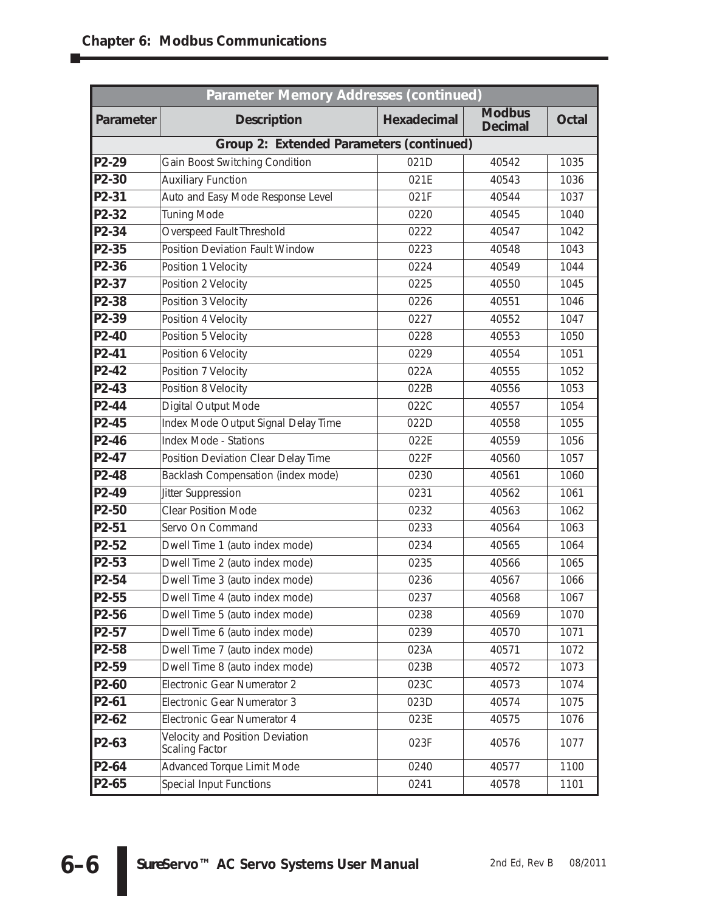| Parameter Memory Addresses (continued) | | | | |
|---|---|---|---|---|
| **Parameter** | **Description** | **Hexadecimal** | **Modbus Decimal** | **Octal** |
| **Group 2: Extended Parameters (continued)** | | | | |
| **P2-29** | Gain Boost Switching Condition | 021D | 40542 | 1035 |
| **P2-30** | Auxiliary Function | 021E | 40543 | 1036 |
| **P2-31** | Auto and Easy Mode Response Level | 021F | 40544 | 1037 |
| **P2-32** | Tuning Mode | 0220 | 40545 | 1040 |
| **P2-34** | Overspeed Fault Threshold | 0222 | 40547 | 1042 |
| **P2-35** | Position Deviation Fault Window | 0223 | 40548 | 1043 |
| **P2-36** | Position 1 Velocity | 0224 | 40549 | 1044 |
| **P2-37** | Position 2 Velocity | 0225 | 40550 | 1045 |
| **P2-38** | Position 3 Velocity | 0226 | 40551 | 1046 |
| **P2-39** | Position 4 Velocity | 0227 | 40552 | 1047 |
| **P2-40** | Position 5 Velocity | 0228 | 40553 | 1050 |
| **P2-41** | Position 6 Velocity | 0229 | 40554 | 1051 |
| **P2-42** | Position 7 Velocity | 022A | 40555 | 1052 |
| **P2-43** | Position 8 Velocity | 022B | 40556 | 1053 |
| **P2-44** | Digital Output Mode | 022C | 40557 | 1054 |
| **P2-45** | Index Mode Output Signal Delay Time | 022D | 40558 | 1055 |
| **P2-46** | Index Mode - Stations | 022E | 40559 | 1056 |
| **P2-47** | Position Deviation Clear Delay Time | 022F | 40560 | 1057 |
| **P2-48** | Backlash Compensation (index mode) | 0230 | 40561 | 1060 |
| **P2-49** | Jitter Suppression | 0231 | 40562 | 1061 |
| **P2-50** | Clear Position Mode | 0232 | 40563 | 1062 |
| **P2-51** | Servo On Command | 0233 | 40564 | 1063 |
| **P2-52** | Dwell Time 1 (auto index mode) | 0234 | 40565 | 1064 |
| **P2-53** | Dwell Time 2 (auto index mode) | 0235 | 40566 | 1065 |
| **P2-54** | Dwell Time 3 (auto index mode) | 0236 | 40567 | 1066 |
| **P2-55** | Dwell Time 4 (auto index mode) | 0237 | 40568 | 1067 |
| **P2-56** | Dwell Time 5 (auto index mode) | 0238 | 40569 | 1070 |
| **P2-57** | Dwell Time 6 (auto index mode) | 0239 | 40570 | 1071 |
| **P2-58** | Dwell Time 7 (auto index mode) | 023A | 40571 | 1072 |
| **P2-59** | Dwell Time 8 (auto index mode) | 023B | 40572 | 1073 |
| **P2-60** | Electronic Gear Numerator 2 | 023C | 40573 | 1074 |
| **P2-61** | Electronic Gear Numerator 3 | 023D | 40574 | 1075 |
| **P2-62** | Electronic Gear Numerator 4 | 023E | 40575 | 1076 |
| **P2-63** | Velocity and Position Deviation Scaling Factor | 023F | 40576 | 1077 |
| **P2-64** | Advanced Torque Limit Mode | 0240 | 40577 | 1100 |
| **P2-65** | Special Input Functions | 0241 | 40578 | 1101 |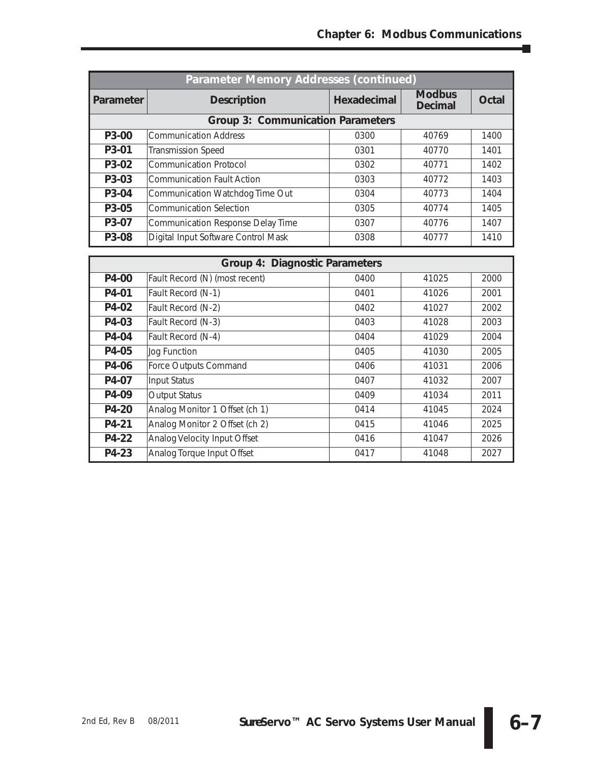| Parameter Memory Addresses (continued) | | | | |
|---|---|---|---|---|
| **Parameter** | **Description** | **Hexadecimal** | **Modbus Decimal** | **Octal** |
| **Group 3: Communication Parameters** | | | | |
| **P3-00** | Communication Address | 0300 | 40769 | 1400 |
| **P3-01** | Transmission Speed | 0301 | 40770 | 1401 |
| **P3-02** | Communication Protocol | 0302 | 40771 | 1402 |
| **P3-03** | Communication Fault Action | 0303 | 40772 | 1403 |
| **P3-04** | Communication Watchdog Time Out | 0304 | 40773 | 1404 |
| **P3-05** | Communication Selection | 0305 | 40774 | 1405 |
| **P3-07** | Communication Response Delay Time | 0307 | 40776 | 1407 |
| **P3-08** | Digital Input Software Control Mask | 0308 | 40777 | 1410 |
| **Group 4: Diagnostic Parameters** | | | | |
| **P4-00** | Fault Record (N) (most recent) | 0400 | 41025 | 2000 |
| **P4-01** | Fault Record (N-1) | 0401 | 41026 | 2001 |
| **P4-02** | Fault Record (N-2) | 0402 | 41027 | 2002 |
| **P4-03** | Fault Record (N-3) | 0403 | 41028 | 2003 |
| **P4-04** | Fault Record (N-4) | 0404 | 41029 | 2004 |
| **P4-05** | Jog Function | 0405 | 41030 | 2005 |
| **P4-06** | Force Outputs Command | 0406 | 41031 | 2006 |
| **P4-07** | Input Status | 0407 | 41032 | 2007 |
| **P4-09** | Output Status | 0409 | 41034 | 2011 |
| **P4-20** | Analog Monitor 1 Offset (ch 1) | 0414 | 41045 | 2024 |
| **P4-21** | Analog Monitor 2 Offset (ch 2) | 0415 | 41046 | 2025 |
| **P4-22** | Analog Velocity Input Offset | 0416 | 41047 | 2026 |
| **P4-23** | Analog Torque Input Offset | 0417 | 41048 | 2027 |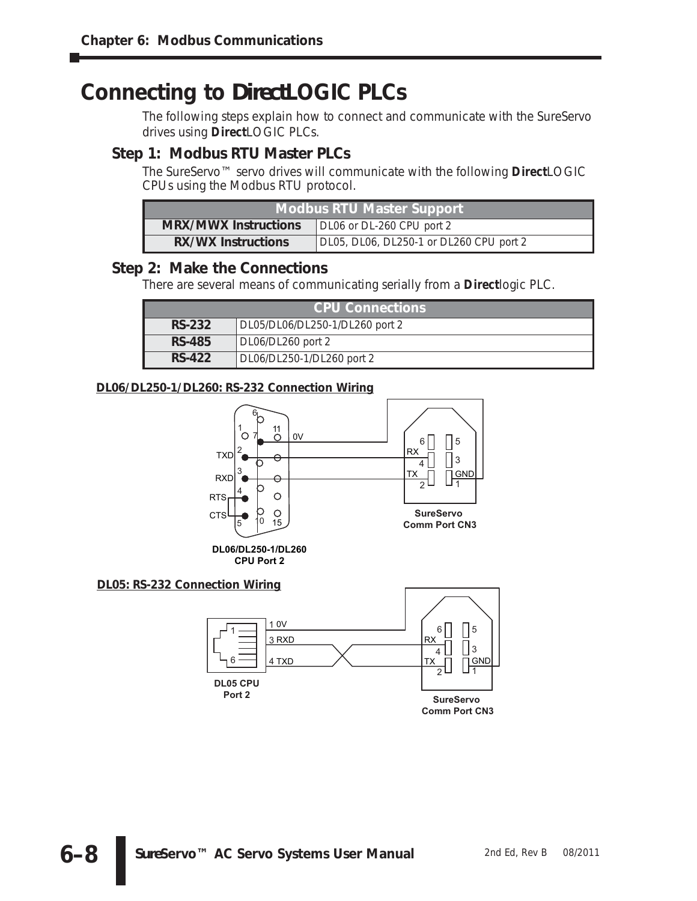# Connecting to DirectLOGIC PLCs

The following steps explain how to connect and communicate with the SureServo drives using **Direct**LOGIC PLCs.

## Step 1: Modbus RTU Master PLCs

The SureServo™ servo drives will communicate with the following **Direct**LOGIC CPUs using the Modbus RTU protocol.

| Modbus RTU Master Support | |
|---|---|
| **MRX/MWX Instructions** | DL06 or DL-260 CPU port 2 |
| **RX/WX Instructions** | DL05, DL06, DL250-1 or DL260 CPU port 2 |

## Step 2: Make the Connections

There are several means of communicating serially from a **Direct**logic PLC.

| CPU Connections | |
|---|---|
| **RS-232** | DL05/DL06/DL250-1/DL260 port 2 |
| **RS-485** | DL06/DL260 port 2 |
| **RS-422** | DL06/DL250-1/DL260 port 2 |

**DL06/DL250-1/DL260: RS-232 Connection Wiring**

**DL05: RS-232 Connection Wiring**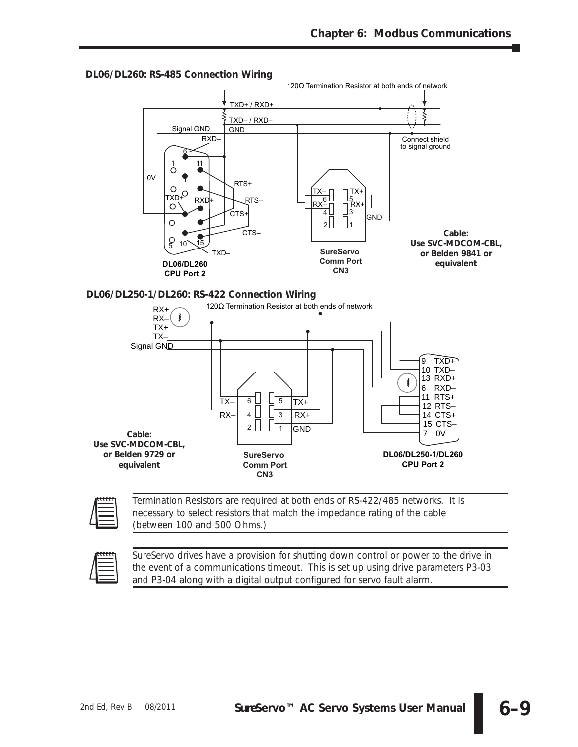### DL06/DL260: RS-485 Connection Wiring

120Ω Termination Resistor at both ends of network

TXD+ / RXD+

TXD– / RXD–

Signal GND

GND

RXD–

Connect shield to signal ground

0V

RTS+

TXD+

RXD+

RTS–

CTS+

CTS–

TXD–

TX– 6, TX+ 5, RX– 4, RX+ 3, 2, 1 GND

**DL06/DL260 CPU Port 2**

**SureServo Comm Port CN3**

**Cable: Use SVC-MDCOM-CBL, or Belden 9841 or equivalent**

### DL06/DL250-1/DL260: RS-422 Connection Wiring

120Ω Termination Resistor at both ends of network

RX+

RX–

TX+

TX–

Signal GND

9 TXD+

10 TXD–

13 RXD+

6 RXD–

11 RTS+

12 RTS–

14 CTS+

15 CTS–

7 0V

TX– 6, 5 TX+

RX– 4, 3 RX+

2, 1 GND

**Cable: Use SVC-MDCOM-CBL, or Belden 9729 or equivalent**

**SureServo Comm Port CN3**

**DL06/DL250-1/DL260 CPU Port 2**

---

Termination Resistors are required at both ends of RS-422/485 networks. It is necessary to select resistors that match the impedance rating of the cable (between 100 and 500 Ohms.)

---

SureServo drives have a provision for shutting down control or power to the drive in the event of a communications timeout. This is set up using drive parameters P3-03 and P3-04 along with a digital output configured for servo fault alarm.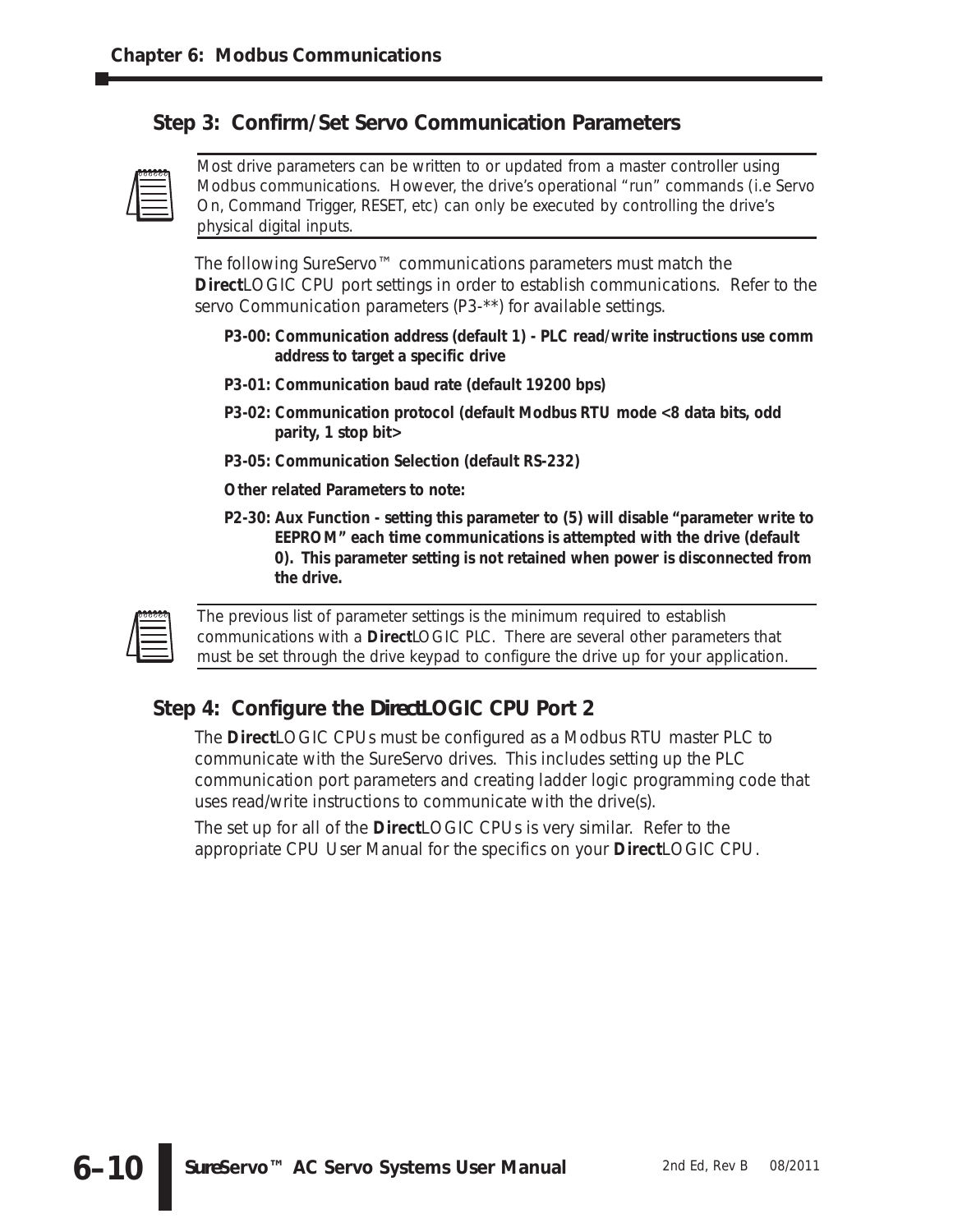## Step 3: Confirm/Set Servo Communication Parameters

Most drive parameters can be written to or updated from a master controller using Modbus communications. However, the drive's operational "run" commands (i.e Servo On, Command Trigger, RESET, etc) can only be executed by controlling the drive's physical digital inputs.

The following SureServo™ communications parameters must match the **Direct**LOGIC CPU port settings in order to establish communications. Refer to the servo Communication parameters (P3-**) for available settings.

**P3-00: Communication address (default 1) - PLC read/write instructions use comm address to target a specific drive**

**P3-01: Communication baud rate (default 19200 bps)**

**P3-02: Communication protocol (default Modbus RTU mode <8 data bits, odd parity, 1 stop bit>**

**P3-05: Communication Selection (default RS-232)**

**Other related Parameters to note:**

**P2-30: Aux Function - setting this parameter to (5) will disable "parameter write to EEPROM" each time communications is attempted with the drive (default 0). This parameter setting is not retained when power is disconnected from the drive.**

The previous list of parameter settings is the minimum required to establish communications with a **Direct**LOGIC PLC. There are several other parameters that must be set through the drive keypad to configure the drive up for your application.

## Step 4: Configure the DirectLOGIC CPU Port 2

The **Direct**LOGIC CPUs must be configured as a Modbus RTU master PLC to communicate with the SureServo drives. This includes setting up the PLC communication port parameters and creating ladder logic programming code that uses read/write instructions to communicate with the drive(s).

The set up for all of the **Direct**LOGIC CPUs is very similar. Refer to the appropriate CPU User Manual for the specifics on your **Direct**LOGIC CPU.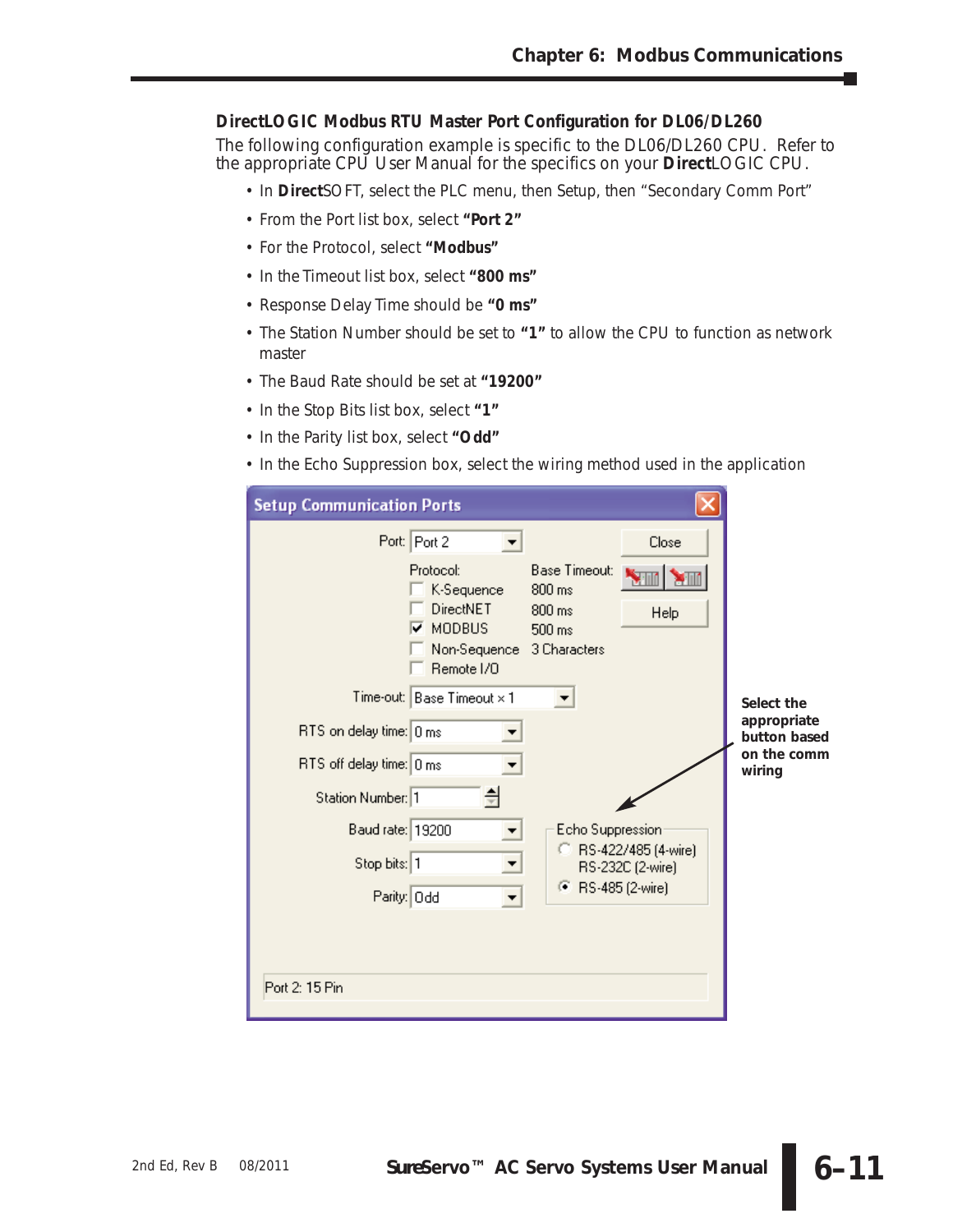### DirectLOGIC Modbus RTU Master Port Configuration for DL06/DL260

The following configuration example is specific to the DL06/DL260 CPU. Refer to the appropriate CPU User Manual for the specifics on your **Direct**LOGIC CPU.

- In **Direct**SOFT, select the PLC menu, then Setup, then "Secondary Comm Port"
- From the Port list box, select **"Port 2"**
- For the Protocol, select **"Modbus"**
- In the Timeout list box, select **"800 ms"**
- Response Delay Time should be **"0 ms"**
- The Station Number should be set to **"1"** to allow the CPU to function as network master
- The Baud Rate should be set at **"19200"**
- In the Stop Bits list box, select **"1"**
- In the Parity list box, select **"Odd"**
- In the Echo Suppression box, select the wiring method used in the application

**Setup Communication Ports**

Port: Port 2

Protocol:
- [ ] K-Sequence — Base Timeout: 800 ms
- [ ] DirectNET — 800 ms
- [x] MODBUS — 500 ms
- [ ] Non-Sequence — 3 Characters
- [ ] Remote I/O

Time-out: Base Timeout x 1

RTS on delay time: 0 ms

RTS off delay time: 0 ms

Station Number: 1

Baud rate: 19200

Stop bits: 1

Parity: Odd

Echo Suppression
- ( ) RS-422/485 (4-wire) RS-232C (2-wire)
- (•) RS-485 (2-wire)

Close | Help

Port 2: 15 Pin

**Select the appropriate button based on the comm wiring**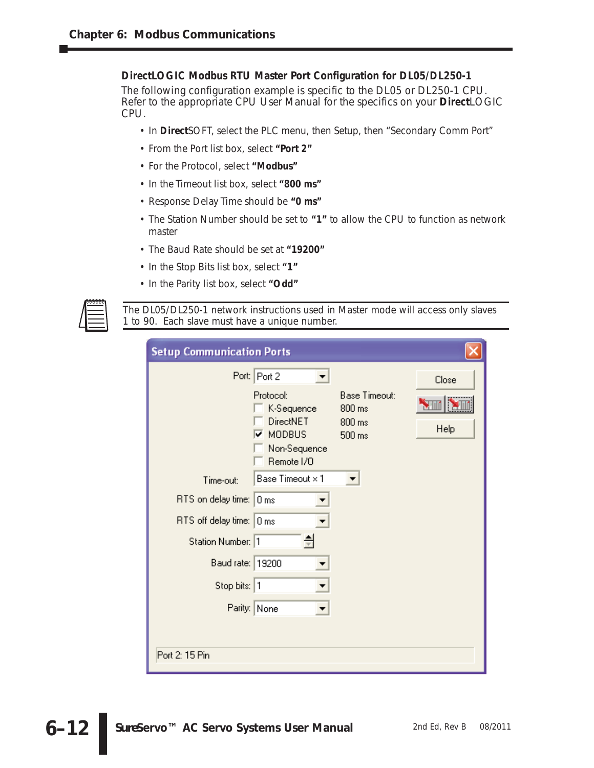### DirectLOGIC Modbus RTU Master Port Configuration for DL05/DL250-1

The following configuration example is specific to the DL05 or DL250-1 CPU. Refer to the appropriate CPU User Manual for the specifics on your **Direct**LOGIC CPU.

- In **Direct**SOFT, select the PLC menu, then Setup, then "Secondary Comm Port"
- From the Port list box, select **"Port 2"**
- For the Protocol, select **"Modbus"**
- In the Timeout list box, select **"800 ms"**
- Response Delay Time should be **"0 ms"**
- The Station Number should be set to **"1"** to allow the CPU to function as network master
- The Baud Rate should be set at **"19200"**
- In the Stop Bits list box, select **"1"**
- In the Parity list box, select **"Odd"**

The DL05/DL250-1 network instructions used in Master mode will access only slaves 1 to 90. Each slave must have a unique number.

**Setup Communication Ports**

Port: Port 2

| Protocol: | Base Timeout: |
|---|---|
| ☐ K-Sequence | 800 ms |
| ☐ DirectNET | 800 ms |
| ☑ MODBUS | 500 ms |
| ☐ Non-Sequence | |
| ☐ Remote I/O | |

Time-out: Base Timeout x 1

RTS on delay time: 0 ms

RTS off delay time: 0 ms

Station Number: 1

Baud rate: 19200

Stop bits: 1

Parity: None

Close | Help

Port 2: 15 Pin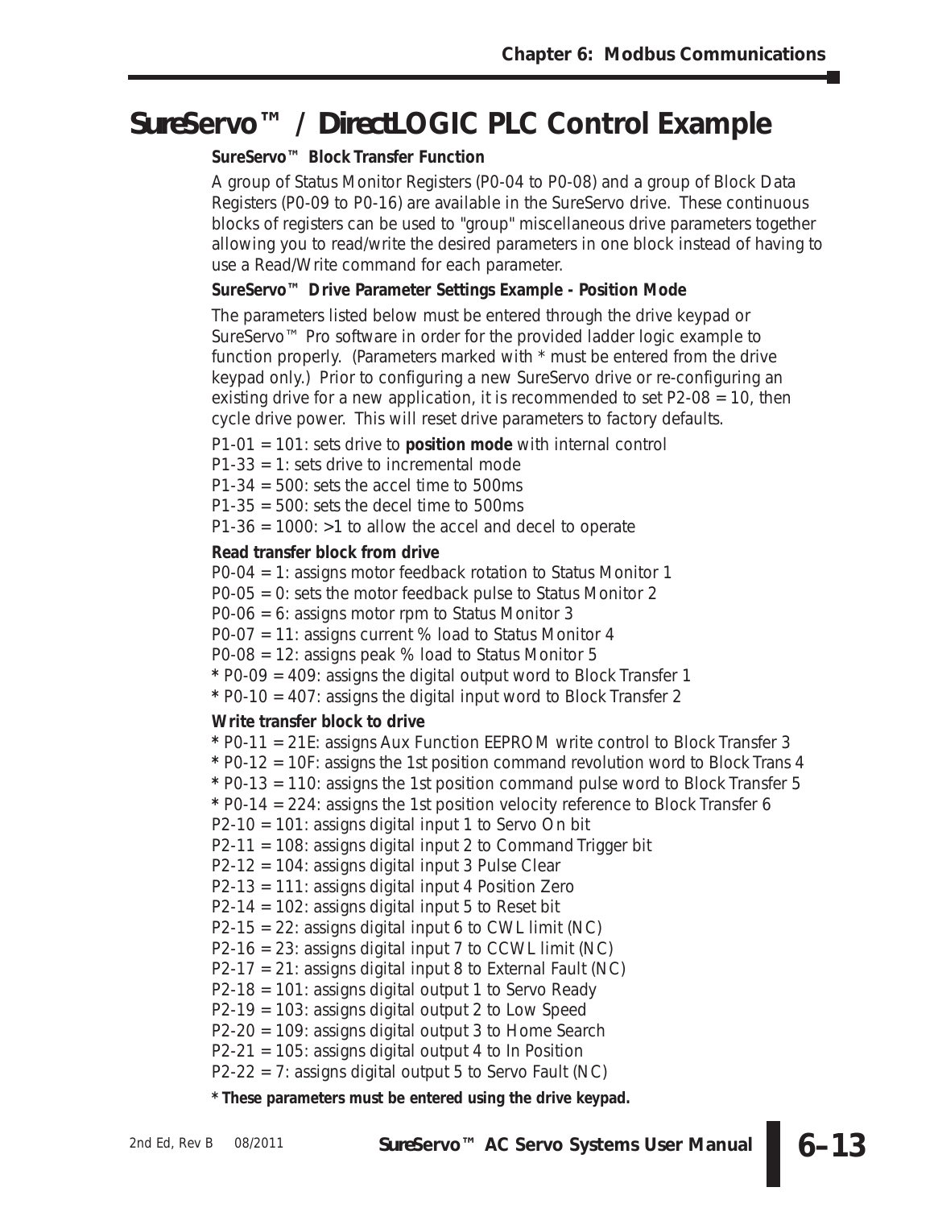# SureServo™ / DirectLOGIC PLC Control Example

### SureServo™ Block Transfer Function

A group of Status Monitor Registers (P0-04 to P0-08) and a group of Block Data Registers (P0-09 to P0-16) are available in the SureServo drive. These continuous blocks of registers can be used to "group" miscellaneous drive parameters together allowing you to read/write the desired parameters in one block instead of having to use a Read/Write command for each parameter.

### SureServo™ Drive Parameter Settings Example - Position Mode

The parameters listed below must be entered through the drive keypad or SureServo™ Pro software in order for the provided ladder logic example to function properly. (Parameters marked with * must be entered from the drive keypad only.) Prior to configuring a new SureServo drive or re-configuring an existing drive for a new application, it is recommended to set P2-08 = 10, then cycle drive power. This will reset drive parameters to factory defaults.

P1-01 = 101: sets drive to **position mode** with internal control
P1-33 = 1: sets drive to incremental mode
P1-34 = 500: sets the accel time to 500ms
P1-35 = 500: sets the decel time to 500ms
P1-36 = 1000: >1 to allow the accel and decel to operate

**Read transfer block from drive**

P0-04 = 1: assigns motor feedback rotation to Status Monitor 1
P0-05 = 0: sets the motor feedback pulse to Status Monitor 2
P0-06 = 6: assigns motor rpm to Status Monitor 3
P0-07 = 11: assigns current % load to Status Monitor 4
P0-08 = 12: assigns peak % load to Status Monitor 5
**\*** P0-09 = 409: assigns the digital output word to Block Transfer 1
**\*** P0-10 = 407: assigns the digital input word to Block Transfer 2

**Write transfer block to drive**

**\*** P0-11 = 21E: assigns Aux Function EEPROM write control to Block Transfer 3
**\*** P0-12 = 10F: assigns the 1st position command revolution word to Block Trans 4
**\*** P0-13 = 110: assigns the 1st position command pulse word to Block Transfer 5
**\*** P0-14 = 224: assigns the 1st position velocity reference to Block Transfer 6
P2-10 = 101: assigns digital input 1 to Servo On bit
P2-11 = 108: assigns digital input 2 to Command Trigger bit
P2-12 = 104: assigns digital input 3 Pulse Clear
P2-13 = 111: assigns digital input 4 Position Zero
P2-14 = 102: assigns digital input 5 to Reset bit
P2-15 = 22: assigns digital input 6 to CWL limit (NC)
P2-16 = 23: assigns digital input 7 to CCWL limit (NC)
P2-17 = 21: assigns digital input 8 to External Fault (NC)
P2-18 = 101: assigns digital output 1 to Servo Ready
P2-19 = 103: assigns digital output 2 to Low Speed
P2-20 = 109: assigns digital output 3 to Home Search
P2-21 = 105: assigns digital output 4 to In Position
P2-22 = 7: assigns digital output 5 to Servo Fault (NC)

**\* These parameters must be entered using the drive keypad.**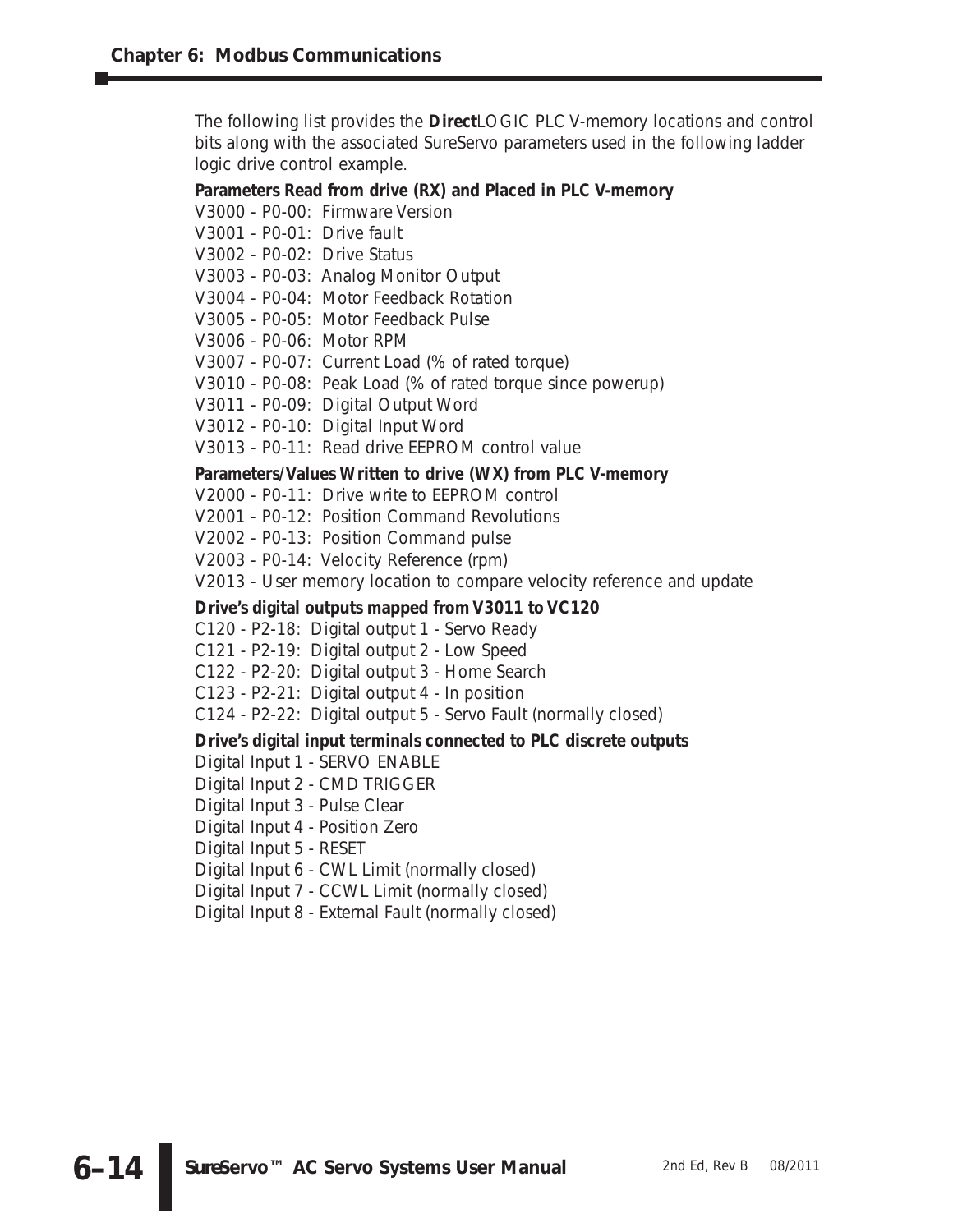The following list provides the **Direct**LOGIC PLC V-memory locations and control bits along with the associated SureServo parameters used in the following ladder logic drive control example.

**Parameters Read from drive (RX) and Placed in PLC V-memory**

V3000 - P0-00: Firmware Version
V3001 - P0-01: Drive fault
V3002 - P0-02: Drive Status
V3003 - P0-03: Analog Monitor Output
V3004 - P0-04: Motor Feedback Rotation
V3005 - P0-05: Motor Feedback Pulse
V3006 - P0-06: Motor RPM
V3007 - P0-07: Current Load (% of rated torque)
V3010 - P0-08: Peak Load (% of rated torque since powerup)
V3011 - P0-09: Digital Output Word
V3012 - P0-10: Digital Input Word
V3013 - P0-11: Read drive EEPROM control value

**Parameters/Values Written to drive (WX) from PLC V-memory**

V2000 - P0-11: Drive write to EEPROM control
V2001 - P0-12: Position Command Revolutions
V2002 - P0-13: Position Command pulse
V2003 - P0-14: Velocity Reference (rpm)
V2013 - User memory location to compare velocity reference and update

**Drive's digital outputs mapped from V3011 to VC120**

C120 - P2-18: Digital output 1 - Servo Ready
C121 - P2-19: Digital output 2 - Low Speed
C122 - P2-20: Digital output 3 - Home Search
C123 - P2-21: Digital output 4 - In position
C124 - P2-22: Digital output 5 - Servo Fault (normally closed)

**Drive's digital input terminals connected to PLC discrete outputs**

Digital Input 1 - SERVO ENABLE
Digital Input 2 - CMD TRIGGER
Digital Input 3 - Pulse Clear
Digital Input 4 - Position Zero
Digital Input 5 - RESET
Digital Input 6 - CWL Limit (normally closed)
Digital Input 7 - CCWL Limit (normally closed)
Digital Input 8 - External Fault (normally closed)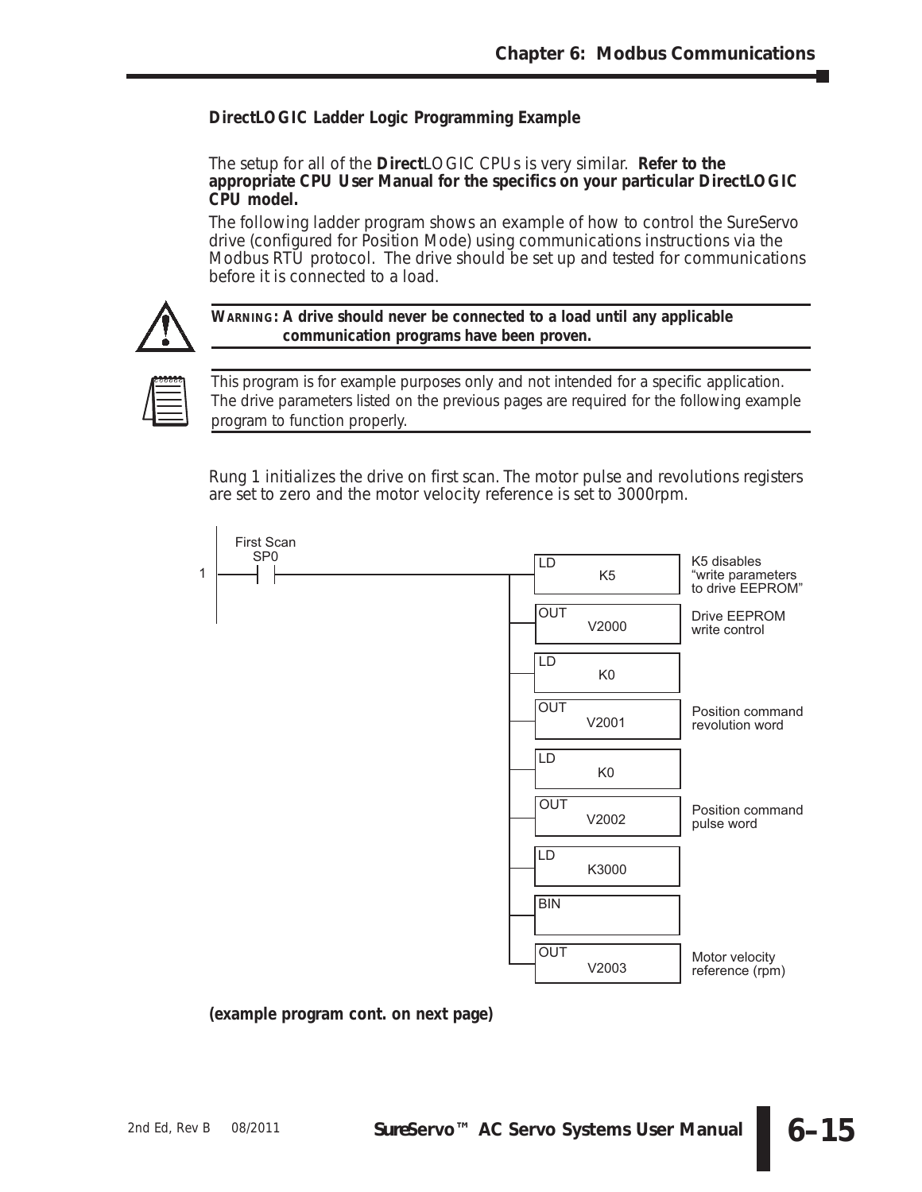### DirectLOGIC Ladder Logic Programming Example

The setup for all of the **Direct**LOGIC CPUs is very similar. **Refer to the appropriate CPU User Manual for the specifics on your particular DirectLOGIC CPU model.**

The following ladder program shows an example of how to control the SureServo drive (configured for Position Mode) using communications instructions via the Modbus RTU protocol. The drive should be set up and tested for communications before it is connected to a load.

**WARNING: A drive should never be connected to a load until any applicable communication programs have been proven.**

This program is for example purposes only and not intended for a specific application. The drive parameters listed on the previous pages are required for the following example program to function properly.

Rung 1 initializes the drive on first scan. The motor pulse and revolutions registers are set to zero and the motor velocity reference is set to 3000rpm.

```
Rung 1
First Scan
  SP0
--| |-----+-- LD   K5       K5 disables "write parameters to drive EEPROM"
          +-- OUT  V2000    Drive EEPROM write control
          +-- LD   K0
          +-- OUT  V2001    Position command revolution word
          +-- LD   K0
          +-- OUT  V2002    Position command pulse word
          +-- LD   K3000
          +-- BIN
          +-- OUT  V2003    Motor velocity reference (rpm)
```

**(example program cont. on next page)**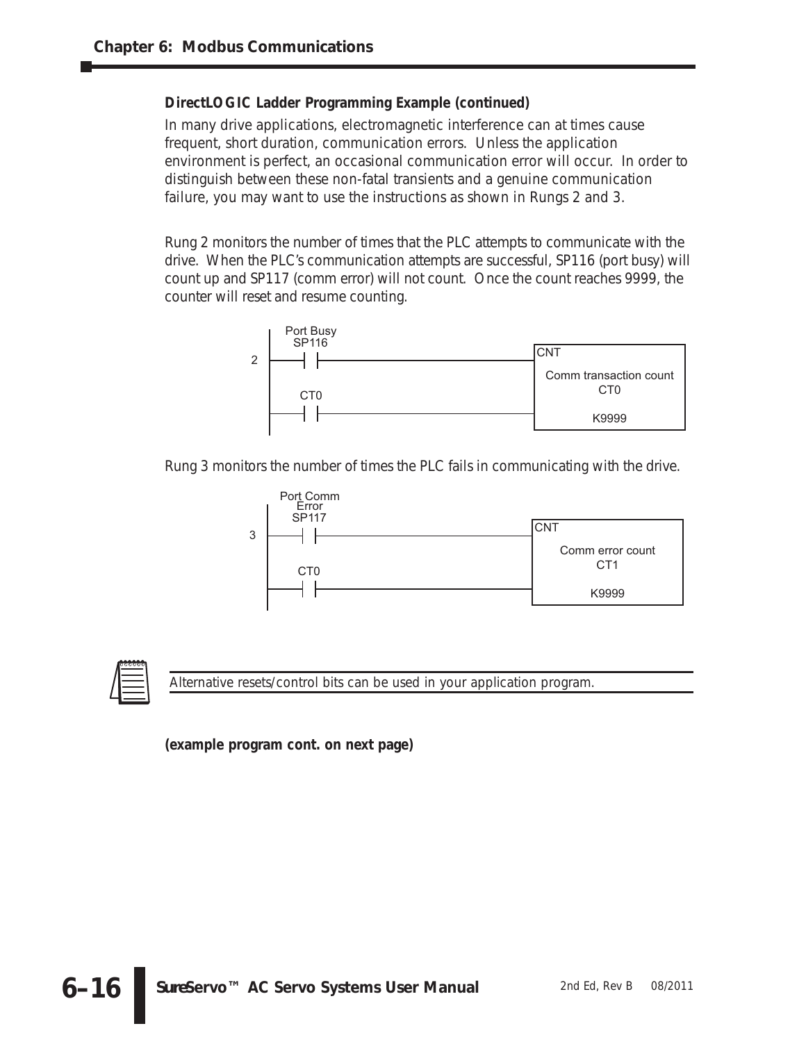**DirectLOGIC Ladder Programming Example (continued)**

In many drive applications, electromagnetic interference can at times cause frequent, short duration, communication errors. Unless the application environment is perfect, an occasional communication error will occur. In order to distinguish between these non-fatal transients and a genuine communication failure, you may want to use the instructions as shown in Rungs 2 and 3.

Rung 2 monitors the number of times that the PLC attempts to communicate with the drive. When the PLC's communication attempts are successful, SP116 (port busy) will count up and SP117 (comm error) will not count. Once the count reaches 9999, the counter will reset and resume counting.

```
        Port Busy
         SP116                                    CNT
2  ----| |----------------------------------------  Comm transaction count
                                                    CT0
          CT0
   ----| |----------------------------------------  K9999
```

Rung 3 monitors the number of times the PLC fails in communicating with the drive.

```
       Port Comm
         Error
         SP117                                    CNT
3  ----| |----------------------------------------  Comm error count
                                                    CT1
          CT0
   ----| |----------------------------------------  K9999
```

Alternative resets/control bits can be used in your application program.

**(example program cont. on next page)**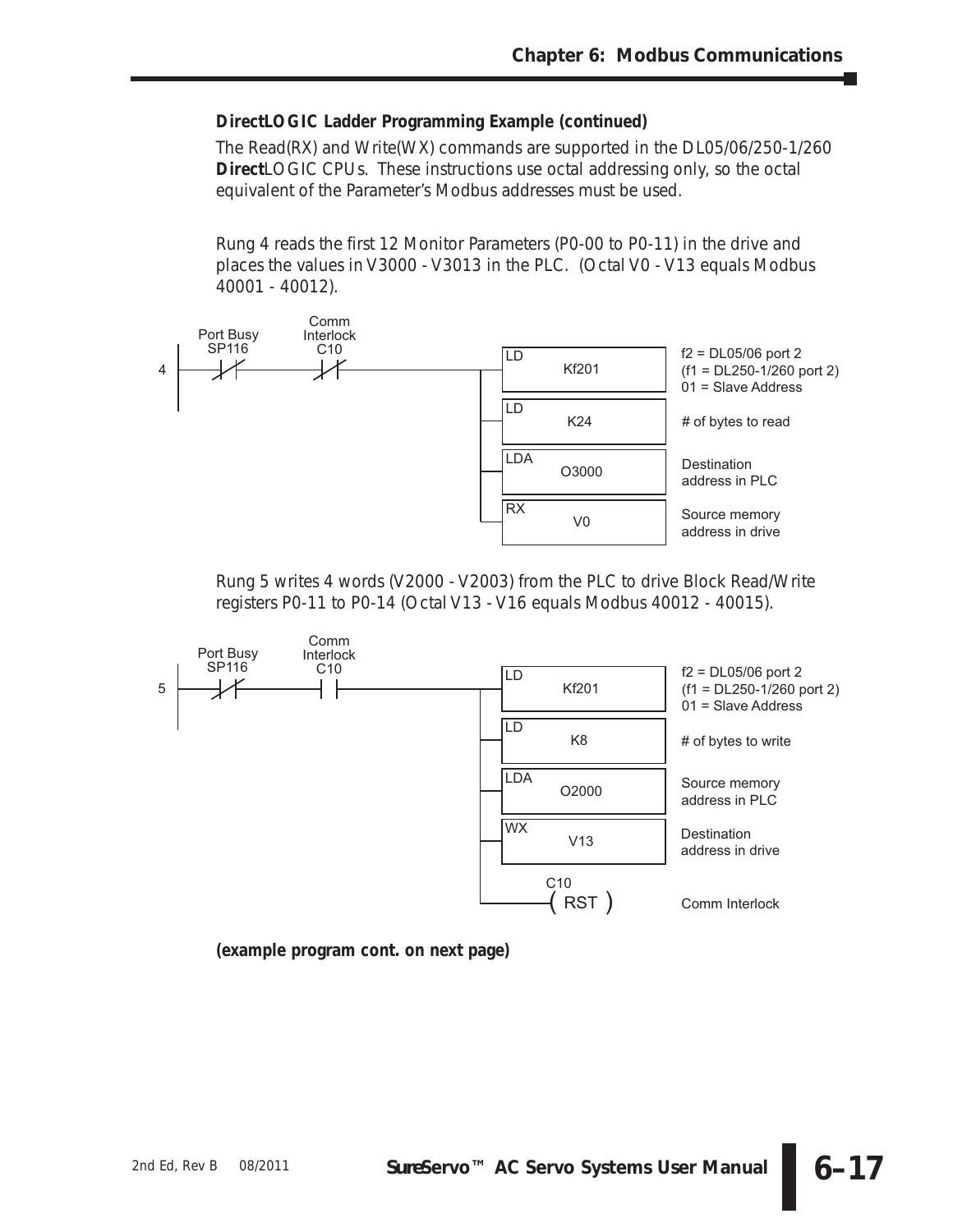### DirectLOGIC Ladder Programming Example (continued)

The Read(RX) and Write(WX) commands are supported in the DL05/06/250-1/260 **Direct**LOGIC CPUs. These instructions use octal addressing only, so the octal equivalent of the Parameter's Modbus addresses must be used.

Rung 4 reads the first 12 Monitor Parameters (P0-00 to P0-11) in the drive and places the values in V3000 - V3013 in the PLC. (Octal V0 - V13 equals Modbus 40001 - 40012).

```
Rung 4:
  Port Busy SP116 (NC) --- Comm Interlock C10 (NC) ---+--- LD   Kf201   f2 = DL05/06 port 2
                                                      |                 (f1 = DL250-1/260 port 2)
                                                      |                 01 = Slave Address
                                                      +--- LD   K24     # of bytes to read
                                                      +--- LDA  O3000   Destination address in PLC
                                                      +--- RX   V0      Source memory address in drive
```

Rung 5 writes 4 words (V2000 - V2003) from the PLC to drive Block Read/Write registers P0-11 to P0-14 (Octal V13 - V16 equals Modbus 40012 - 40015).

```
Rung 5:
  Port Busy SP116 (NC) --- Comm Interlock C10 (NO) ---+--- LD   Kf201   f2 = DL05/06 port 2
                                                      |                 (f1 = DL250-1/260 port 2)
                                                      |                 01 = Slave Address
                                                      +--- LD   K8      # of bytes to write
                                                      +--- LDA  O2000   Source memory address in PLC
                                                      +--- WX   V13     Destination address in drive
                                                      +--- C10 ( RST )  Comm Interlock
```

**(example program cont. on next page)**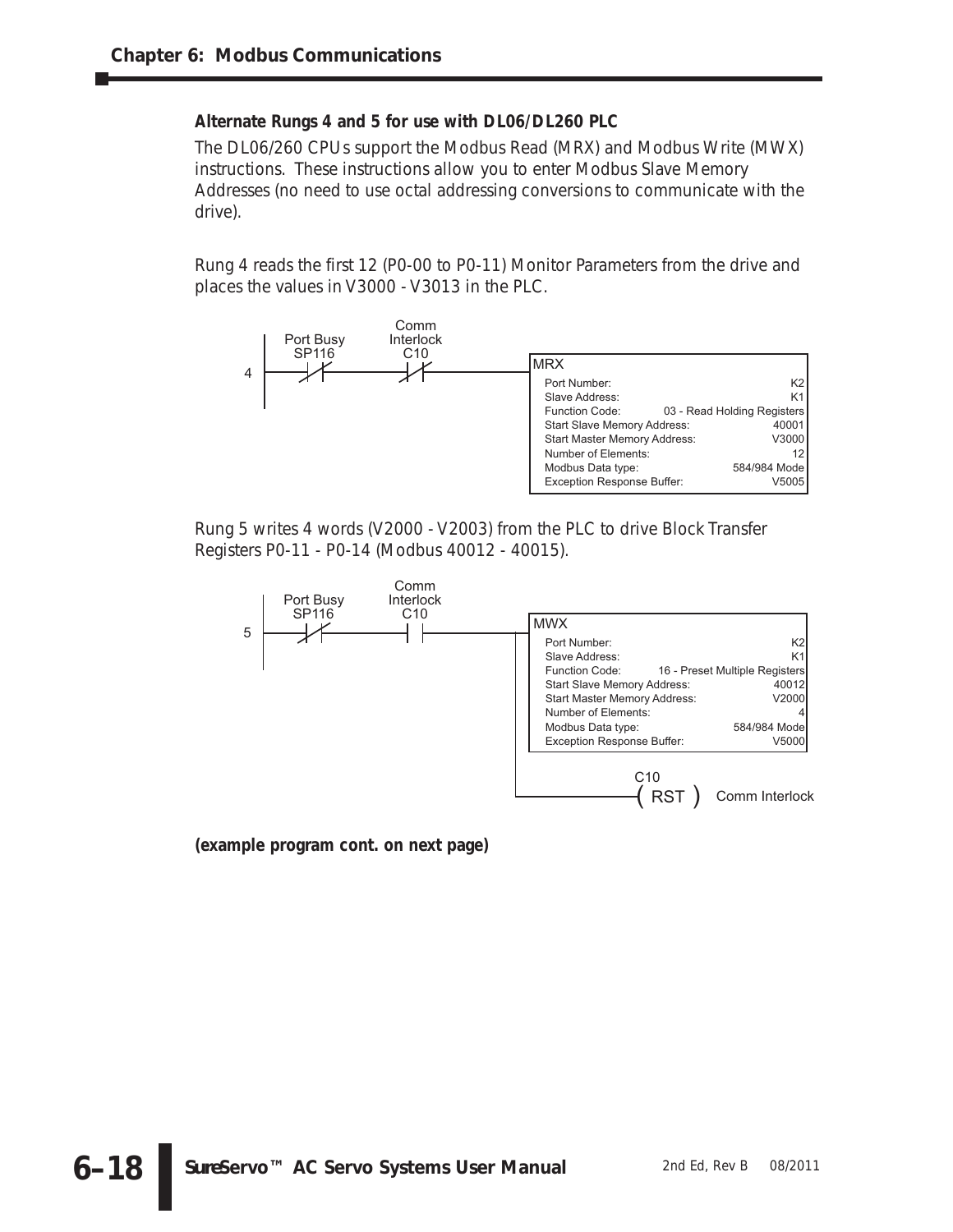**Alternate Rungs 4 and 5 for use with DL06/DL260 PLC**

The DL06/260 CPUs support the Modbus Read (MRX) and Modbus Write (MWX) instructions. These instructions allow you to enter Modbus Slave Memory Addresses (no need to use octal addressing conversions to communicate with the drive).

Rung 4 reads the first 12 (P0-00 to P0-11) Monitor Parameters from the drive and places the values in V3000 - V3013 in the PLC.

Rung 4: Port Busy SP116 (NC) — Comm Interlock C10 (NC) — MRX

| MRX | |
|---|---|
| Port Number: | K2 |
| Slave Address: | K1 |
| Function Code: | 03 - Read Holding Registers |
| Start Slave Memory Address: | 40001 |
| Start Master Memory Address: | V3000 |
| Number of Elements: | 12 |
| Modbus Data type: | 584/984 Mode |
| Exception Response Buffer: | V5005 |

Rung 5 writes 4 words (V2000 - V2003) from the PLC to drive Block Transfer Registers P0-11 - P0-14 (Modbus 40012 - 40015).

Rung 5: Port Busy SP116 (NC) — Comm Interlock C10 (NO) — MWX; C10 ( RST ) Comm Interlock

| MWX | |
|---|---|
| Port Number: | K2 |
| Slave Address: | K1 |
| Function Code: | 16 - Preset Multiple Registers |
| Start Slave Memory Address: | 40012 |
| Start Master Memory Address: | V2000 |
| Number of Elements: | 4 |
| Modbus Data type: | 584/984 Mode |
| Exception Response Buffer: | V5000 |

**(example program cont. on next page)**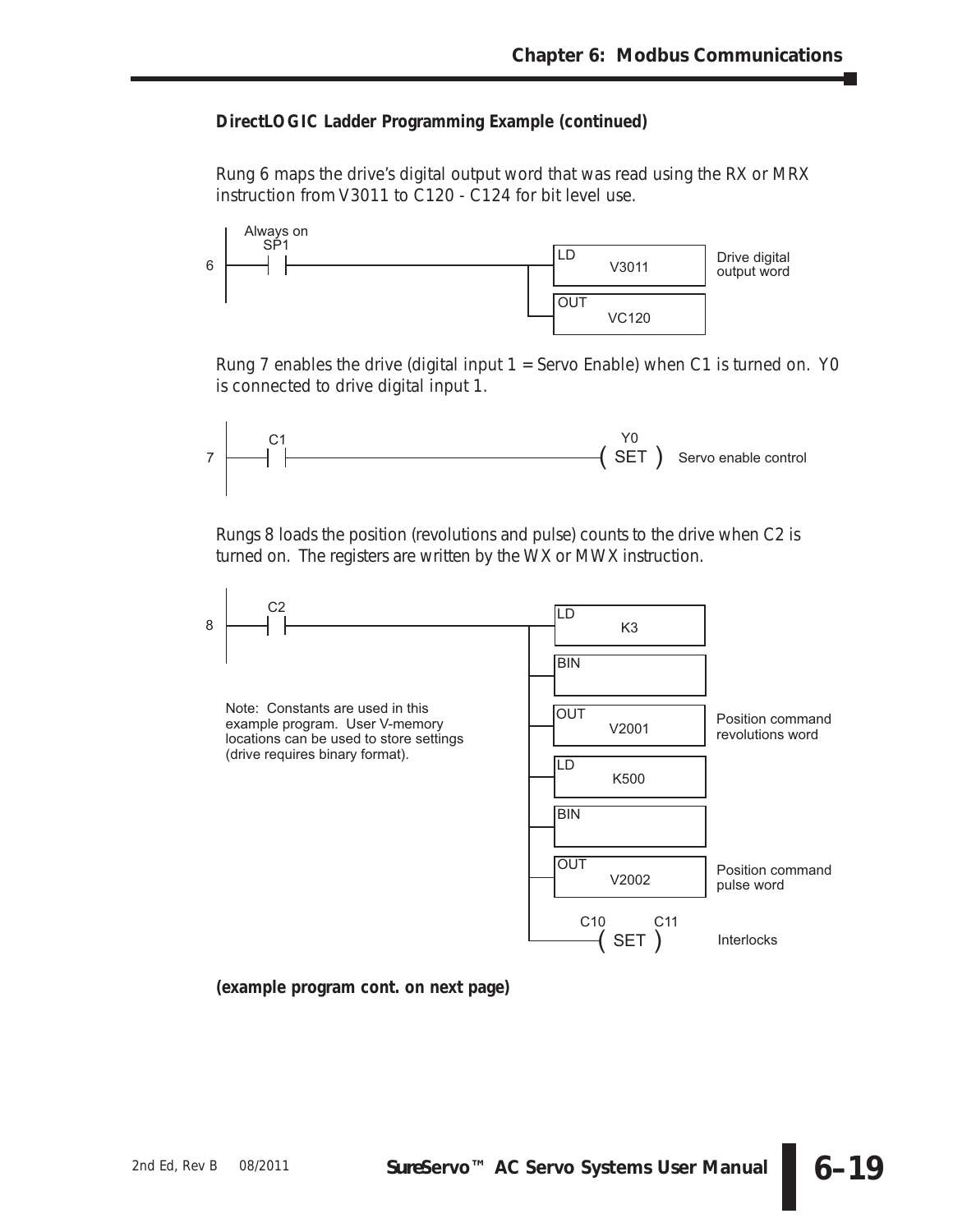**DirectLOGIC Ladder Programming Example (continued)**

*Rung 6 maps the drive's digital output word that was read using the RX or MRX instruction from V3011 to C120 - C124 for bit level use.*

```
     Always on
       SP1
6 ----| |--------------------------+---[ LD    V3011 ]   Drive digital
                                   |                     output word
                                   +---[ OUT   VC120 ]
```

*Rung 7 enables the drive (digital input 1 = Servo Enable) when C1 is turned on. Y0 is connected to drive digital input 1.*

```
        C1                                  Y0
7 ----| |------------------------------( SET )   Servo enable control
```

*Rungs 8 loads the position (revolutions and pulse) counts to the drive when C2 is turned on. The registers are written by the WX or MWX instruction.*

```
        C2
8 ----| |--------------------------+---[ LD    K3    ]
                                   |
                                   +---[ BIN         ]
                                   |
                                   +---[ OUT   V2001 ]   Position command
                                   |                     revolutions word
                                   +---[ LD    K500  ]
                                   |
                                   +---[ BIN         ]
                                   |
                                   +---[ OUT   V2002 ]   Position command
                                   |                     pulse word
                                   |     C10      C11
                                   +---( SET )              Interlocks
```

Note: Constants are used in this example program. User V-memory locations can be used to store settings (drive requires binary format).

**(example program cont. on next page)**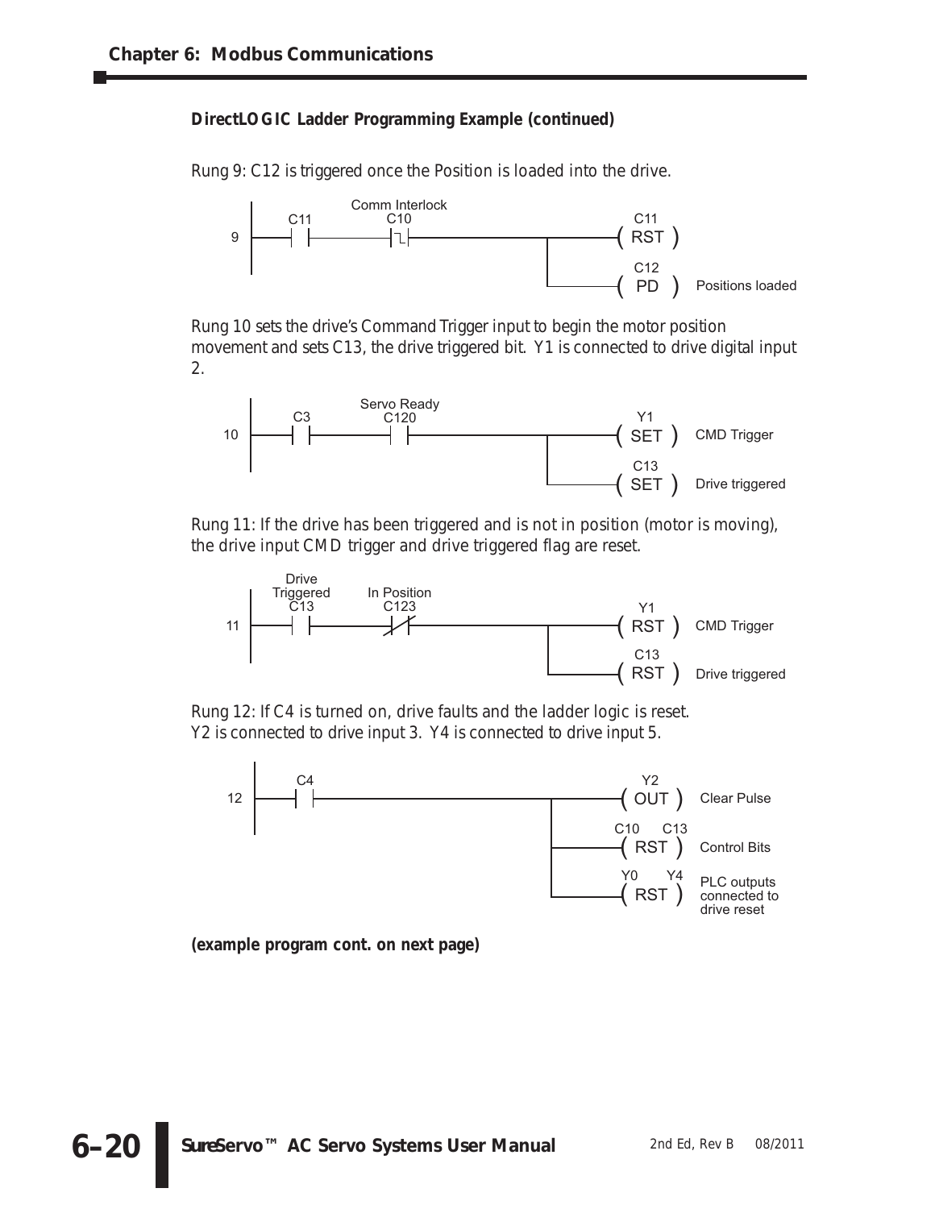**DirectLOGIC Ladder Programming Example (continued)**

*Rung 9: C12 is triggered once the Position is loaded into the drive.*

```
                 Comm Interlock
     C11              C10                                  C11
9 ---| |--------------|↓|-------------------------+-----( RST )
                                                  |
                                                  |        C12
                                                  +-----(  PD  )   Positions loaded
```

*Rung 10 sets the drive's Command Trigger input to begin the motor position movement and sets C13, the drive triggered bit. Y1 is connected to drive digital input 2.*

```
                  Servo Ready
      C3              C120                                 Y1
10 ---| |--------------| |------------------------+-----( SET )   CMD Trigger
                                                  |
                                                  |        C13
                                                  +-----( SET )   Drive triggered
```

*Rung 11: If the drive has been triggered and is not in position (motor is moving), the drive input CMD trigger and drive triggered flag are reset.*

```
      Drive
    Triggered     In Position
       C13            C123                                 Y1
11 ---| |--------------|/|------------------------+-----( RST )   CMD Trigger
                                                  |
                                                  |        C13
                                                  +-----( RST )   Drive triggered
```

*Rung 12: If C4 is turned on, drive faults and the ladder logic is reset. Y2 is connected to drive input 3. Y4 is connected to drive input 5.*

```
      C4                                                   Y2
12 ---| |-----------------------------------------+-----( OUT )   Clear Pulse
                                                  |
                                                  |     C10    C13
                                                  +-----( RST )   Control Bits
                                                  |
                                                  |     Y0     Y4
                                                  +-----( RST )   PLC outputs
                                                                  connected to
                                                                  drive reset
```

**(example program cont. on next page)**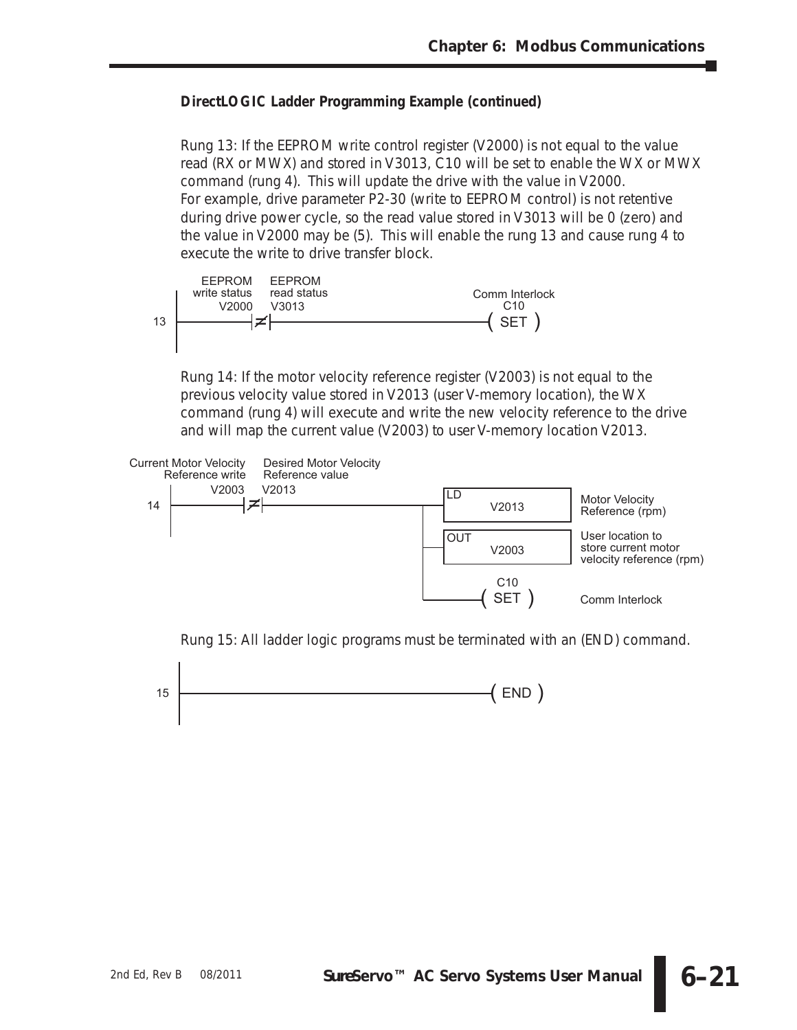**DirectLOGIC Ladder Programming Example (continued)**

*Rung 13: If the EEPROM write control register (V2000) is not equal to the value read (RX or MWX) and stored in V3013, C10 will be set to enable the WX or MWX command (rung 4). This will update the drive with the value in V2000. For example, drive parameter P2-30 (write to EEPROM control) is not retentive during drive power cycle, so the read value stored in V3013 will be 0 (zero) and the value in V2000 may be (5). This will enable the rung 13 and cause rung 4 to execute the write to drive transfer block.*

```
              EEPROM        EEPROM
           write status   read status                      Comm Interlock
               V2000        V3013                                C10
13  |-------------|≠|------------------------------------------( SET )
    |
```

*Rung 14: If the motor velocity reference register (V2003) is not equal to the previous velocity value stored in V2013 (user V-memory location), the WX command (rung 4) will execute and write the new velocity reference to the drive and will map the current value (V2003) to user V-memory location V2013.*

```
Current Motor Velocity   Desired Motor Velocity
   Reference write         Reference value
        V2003    V2013
14  |-----|≠|-------------------------+----[ LD    V2013 ]   Motor Velocity
    |                                 |                      Reference (rpm)
    |                                 +----[ OUT   V2003 ]   User location to
                                      |                      store current motor
                                      |                      velocity reference (rpm)
                                      |            C10
                                      +----------( SET )     Comm Interlock
```

*Rung 15: All ladder logic programs must be terminated with an (END) command.*

```
    |
15  |------------------------------------------------( END )
    |
```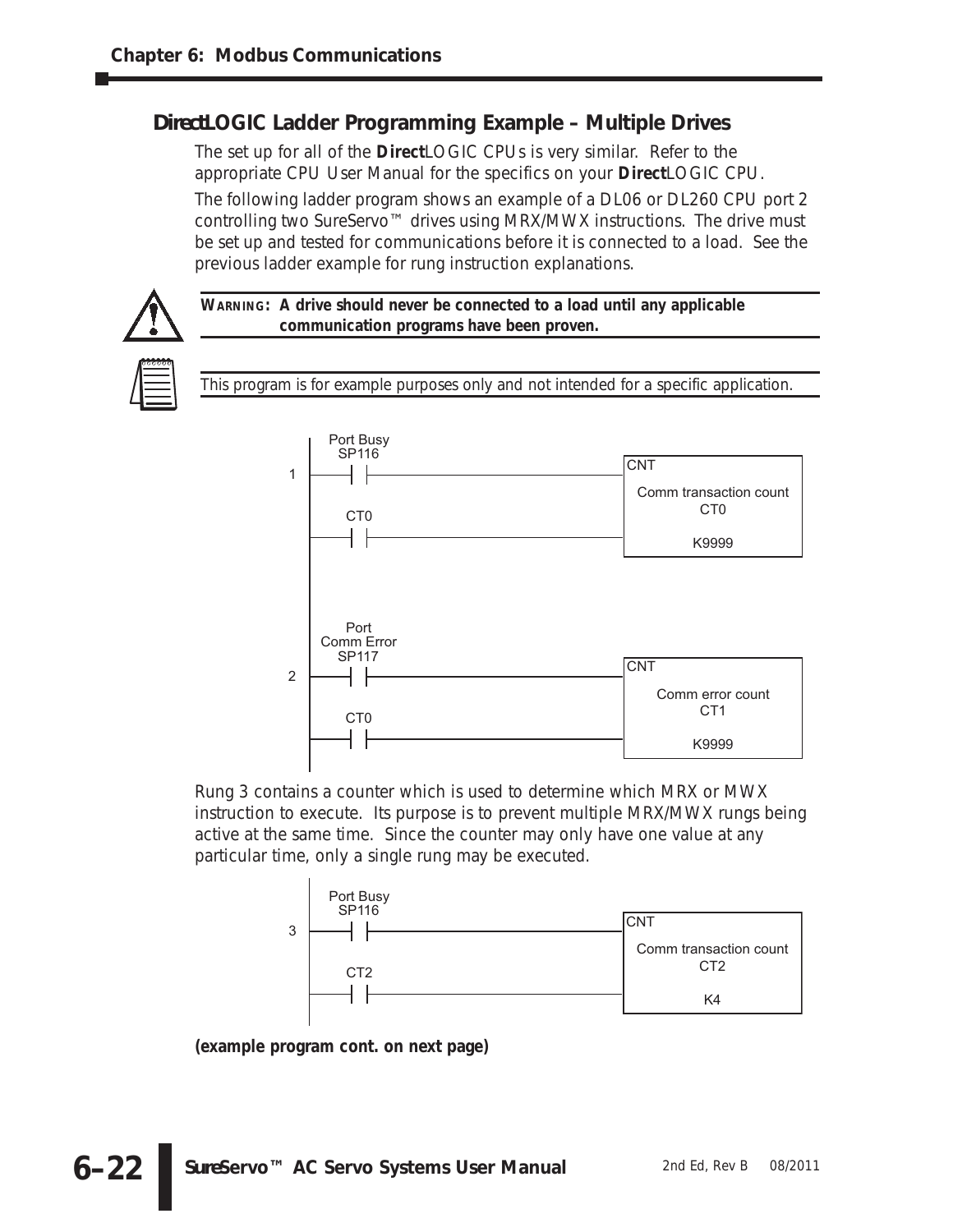## *Direct*LOGIC Ladder Programming Example – Multiple Drives

The set up for all of the **Direct**LOGIC CPUs is very similar. Refer to the appropriate CPU User Manual for the specifics on your **Direct**LOGIC CPU.

The following ladder program shows an example of a DL06 or DL260 CPU port 2 controlling two SureServo™ drives using MRX/MWX instructions. The drive must be set up and tested for communications before it is connected to a load. See the previous ladder example for rung instruction explanations.

**WARNING: A drive should never be connected to a load until any applicable communication programs have been proven.**

*This program is for example purposes only and not intended for a specific application.*

```
Rung 1:
   Port Busy
   SP116                                  CNT
---| |------------------------------------ Comm transaction count
   CT0                                      CT0
---| |------------------------------------  K9999

Rung 2:
   Port
   Comm Error
   SP117                                  CNT
---| |------------------------------------ Comm error count
   CT0                                      CT1
---| |------------------------------------  K9999
```

Rung 3 contains a counter which is used to determine which MRX or MWX instruction to execute. Its purpose is to prevent multiple MRX/MWX rungs being active at the same time. Since the counter may only have one value at any particular time, only a single rung may be executed.

```
Rung 3:
   Port Busy
   SP116                                  CNT
---| |------------------------------------ Comm transaction count
   CT2                                      CT2
---| |------------------------------------  K4
```

**(example program cont. on next page)**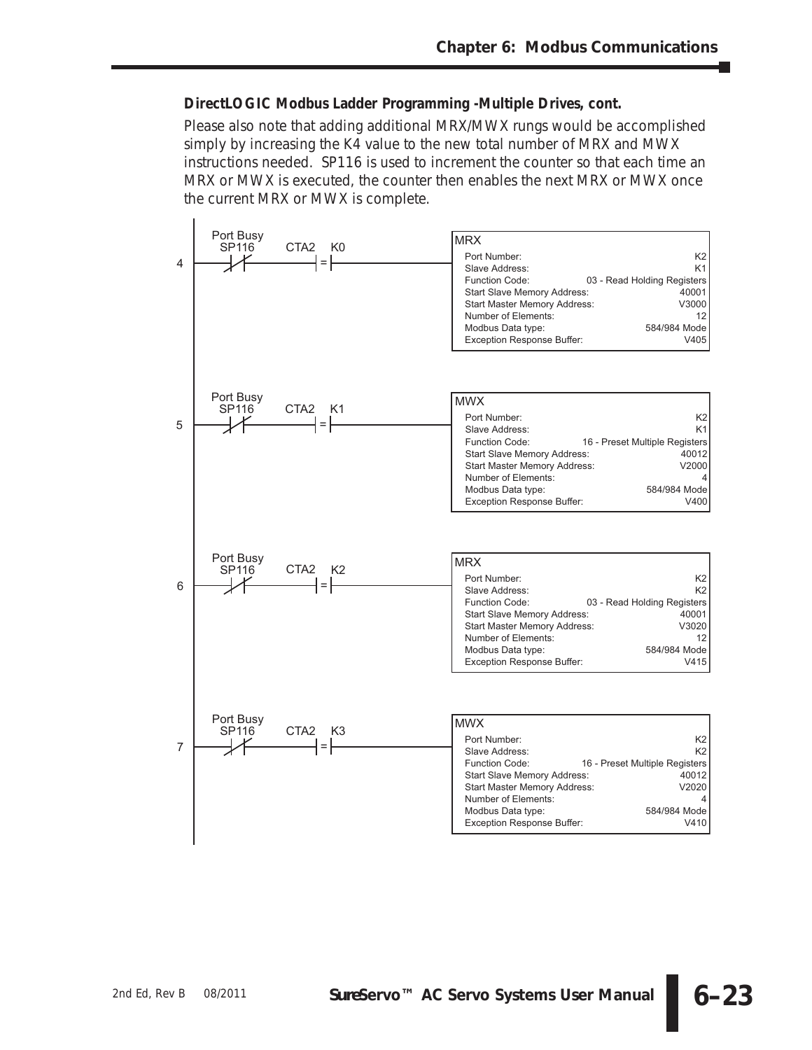### DirectLOGIC Modbus Ladder Programming -Multiple Drives, cont.

Please also note that adding additional MRX/MWX rungs would be accomplished simply by increasing the K4 value to the new total number of MRX and MWX instructions needed. SP116 is used to increment the counter so that each time an MRX or MWX is executed, the counter then enables the next MRX or MWX once the current MRX or MWX is complete.

**Rung 4:** Port Busy SP116 (NC), CTA2 = K0

| MRX | |
|---|---|
| Port Number: | K2 |
| Slave Address: | K1 |
| Function Code: | 03 - Read Holding Registers |
| Start Slave Memory Address: | 40001 |
| Start Master Memory Address: | V3000 |
| Number of Elements: | 12 |
| Modbus Data type: | 584/984 Mode |
| Exception Response Buffer: | V405 |

**Rung 5:** Port Busy SP116 (NC), CTA2 = K1

| MWX | |
|---|---|
| Port Number: | K2 |
| Slave Address: | K1 |
| Function Code: | 16 - Preset Multiple Registers |
| Start Slave Memory Address: | 40012 |
| Start Master Memory Address: | V2000 |
| Number of Elements: | 4 |
| Modbus Data type: | 584/984 Mode |
| Exception Response Buffer: | V400 |

**Rung 6:** Port Busy SP116 (NC), CTA2 = K2

| MRX | |
|---|---|
| Port Number: | K2 |
| Slave Address: | K2 |
| Function Code: | 03 - Read Holding Registers |
| Start Slave Memory Address: | 40001 |
| Start Master Memory Address: | V3020 |
| Number of Elements: | 12 |
| Modbus Data type: | 584/984 Mode |
| Exception Response Buffer: | V415 |

**Rung 7:** Port Busy SP116 (NC), CTA2 = K3

| MWX | |
|---|---|
| Port Number: | K2 |
| Slave Address: | K2 |
| Function Code: | 16 - Preset Multiple Registers |
| Start Slave Memory Address: | 40012 |
| Start Master Memory Address: | V2020 |
| Number of Elements: | 4 |
| Modbus Data type: | 584/984 Mode |
| Exception Response Buffer: | V410 |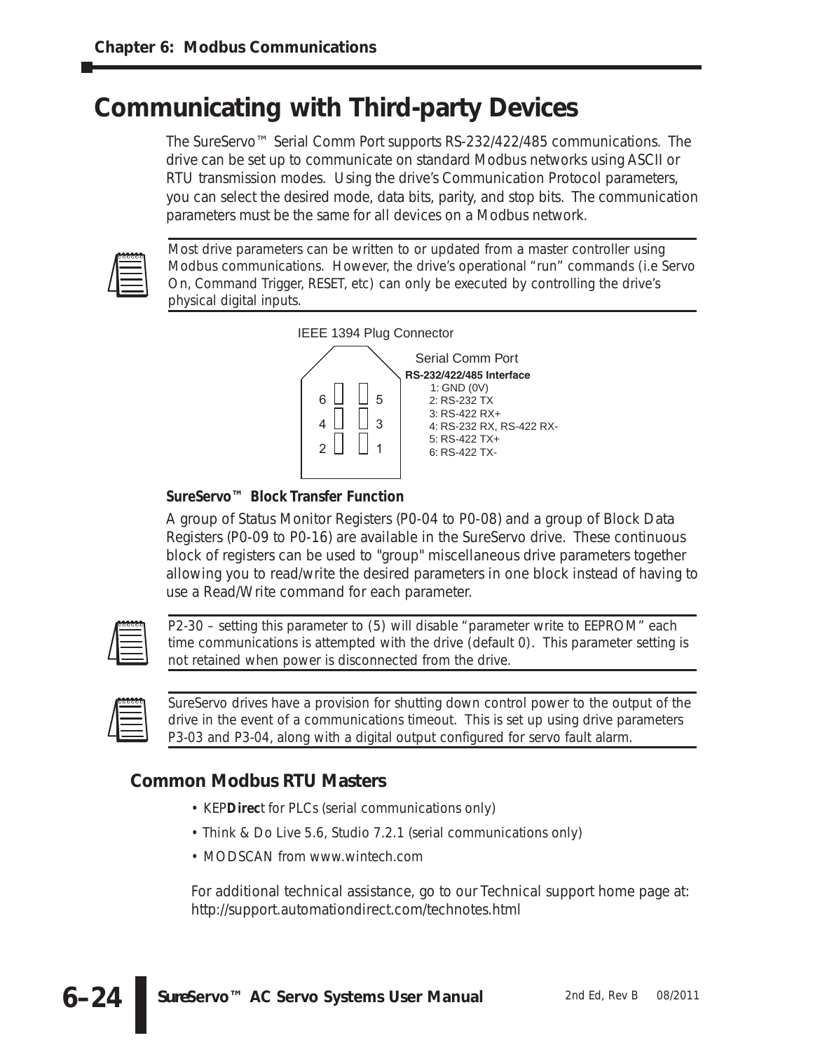# Communicating with Third-party Devices

The SureServo™ Serial Comm Port supports RS-232/422/485 communications. The drive can be set up to communicate on standard Modbus networks using ASCII or RTU transmission modes. Using the drive's Communication Protocol parameters, you can select the desired mode, data bits, parity, and stop bits. The communication parameters must be the same for all devices on a Modbus network.

> Most drive parameters can be written to or updated from a master controller using Modbus communications. However, the drive's operational "run" commands (i.e Servo On, Command Trigger, RESET, etc) can only be executed by controlling the drive's physical digital inputs.

IEEE 1394 Plug Connector

| | |
|---|---|
| 6 | 5 |
| 4 | 3 |
| 2 | 1 |

Serial Comm Port
**RS-232/422/485 Interface**

1: GND (0V)
2: RS-232 TX
3: RS-422 RX+
4: RS-232 RX, RS-422 RX-
5: RS-422 TX+
6: RS-422 TX-

### SureServo™ Block Transfer Function

A group of Status Monitor Registers (P0-04 to P0-08) and a group of Block Data Registers (P0-09 to P0-16) are available in the SureServo drive. These continuous block of registers can be used to "group" miscellaneous drive parameters together allowing you to read/write the desired parameters in one block instead of having to use a Read/Write command for each parameter.

> P2-30 – setting this parameter to (5) will disable "parameter write to EEPROM" each time communications is attempted with the drive (default 0). This parameter setting is not retained when power is disconnected from the drive.

> SureServo drives have a provision for shutting down control power to the output of the drive in the event of a communications timeout. This is set up using drive parameters P3-03 and P3-04, along with a digital output configured for servo fault alarm.

## Common Modbus RTU Masters

- KEP**Direc**t for PLCs (serial communications only)
- Think & Do Live 5.6, Studio 7.2.1 (serial communications only)
- MODSCAN from www.wintech.com

For additional technical assistance, go to our Technical support home page at: http://support.automationdirect.com/technotes.html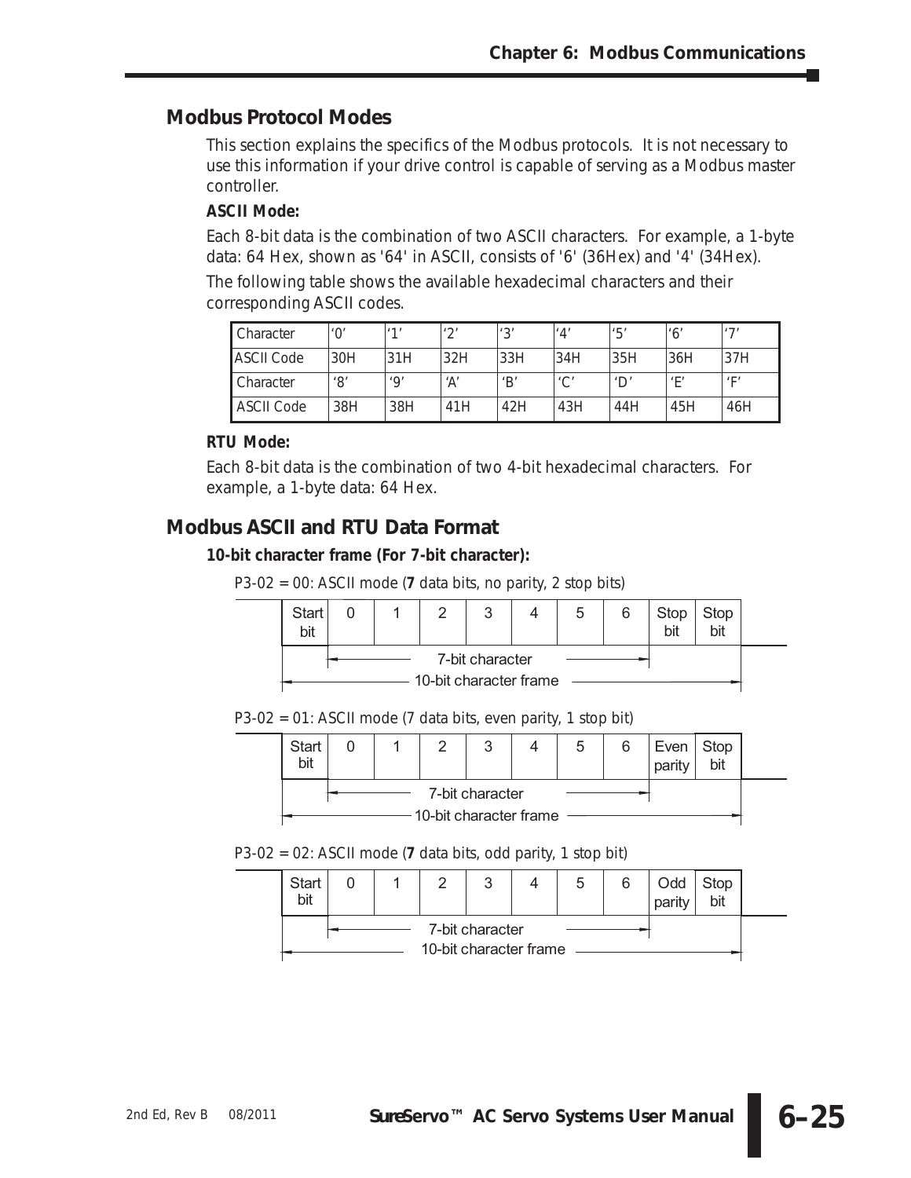## Modbus Protocol Modes

This section explains the specifics of the Modbus protocols. It is not necessary to use this information if your drive control is capable of serving as a Modbus master controller.

**ASCII Mode:**

Each 8-bit data is the combination of two ASCII characters. For example, a 1-byte data: 64 Hex, shown as '64' in ASCII, consists of '6' (36Hex) and '4' (34Hex).

The following table shows the available hexadecimal characters and their corresponding ASCII codes.

| Character | '0' | '1' | '2' | '3' | '4' | '5' | '6' | '7' |
|---|---|---|---|---|---|---|---|---|
| ASCII Code | 30H | 31H | 32H | 33H | 34H | 35H | 36H | 37H |
| Character | '8' | '9' | 'A' | 'B' | 'C' | 'D' | 'E' | 'F' |
| ASCII Code | 38H | 38H | 41H | 42H | 43H | 44H | 45H | 46H |

**RTU Mode:**

Each 8-bit data is the combination of two 4-bit hexadecimal characters. For example, a 1-byte data: 64 Hex.

## Modbus ASCII and RTU Data Format

**10-bit character frame (For 7-bit character):**

P3-02 = 00: ASCII mode (**7** data bits, no parity, 2 stop bits)

| Start bit | 0 | 1 | 2 | 3 | 4 | 5 | 6 | Stop bit | Stop bit |
|---|---|---|---|---|---|---|---|---|---|
| | 7-bit character | | | | | | | | |
| 10-bit character frame | | | | | | | | | |

P3-02 = 01: ASCII mode (7 data bits, even parity, 1 stop bit)

| Start bit | 0 | 1 | 2 | 3 | 4 | 5 | 6 | Even parity | Stop bit |
|---|---|---|---|---|---|---|---|---|---|
| | 7-bit character | | | | | | | | |
| 10-bit character frame | | | | | | | | | |

P3-02 = 02: ASCII mode (**7** data bits, odd parity, 1 stop bit)

| Start bit | 0 | 1 | 2 | 3 | 4 | 5 | 6 | Odd parity | Stop bit |
|---|---|---|---|---|---|---|---|---|---|
| | 7-bit character | | | | | | | | |
| 10-bit character frame | | | | | | | | | |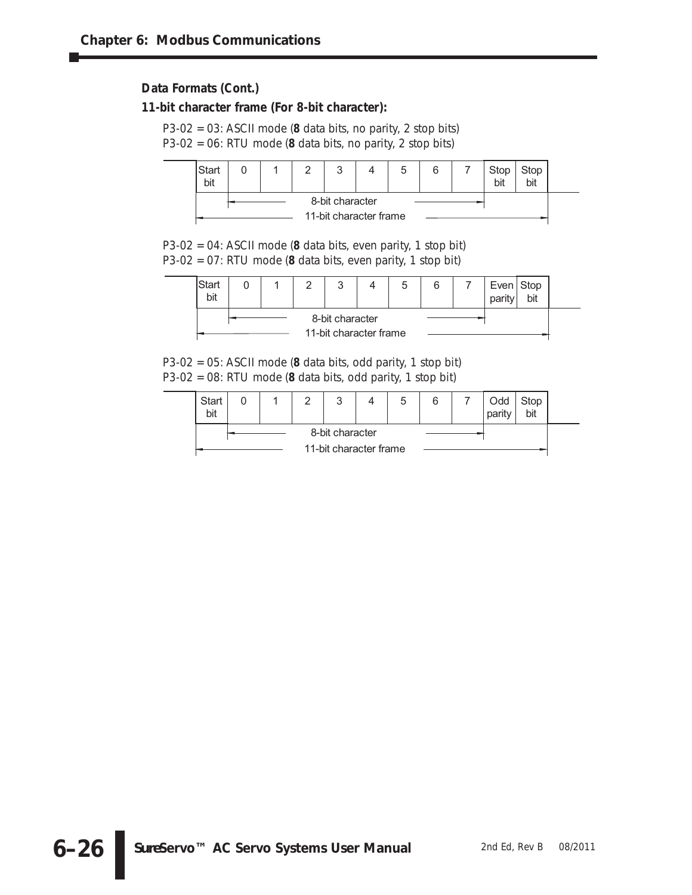**Data Formats (Cont.)**

**11-bit character frame (For 8-bit character):**

P3-02 = 03: ASCII mode (**8** data bits, no parity, 2 stop bits)
P3-02 = 06: RTU mode (**8** data bits, no parity, 2 stop bits)

| Start bit | 0 | 1 | 2 | 3 | 4 | 5 | 6 | 7 | Stop bit | Stop bit |
|---|---|---|---|---|---|---|---|---|---|---|
| | 8-bit character | | | | | | | | | |
| 11-bit character frame | | | | | | | | | | |

P3-02 = 04: ASCII mode (**8** data bits, even parity, 1 stop bit)
P3-02 = 07: RTU mode (**8** data bits, even parity, 1 stop bit)

| Start bit | 0 | 1 | 2 | 3 | 4 | 5 | 6 | 7 | Even parity | Stop bit |
|---|---|---|---|---|---|---|---|---|---|---|
| | 8-bit character | | | | | | | | | |
| 11-bit character frame | | | | | | | | | | |

P3-02 = 05: ASCII mode (**8** data bits, odd parity, 1 stop bit)
P3-02 = 08: RTU mode (**8** data bits, odd parity, 1 stop bit)

| Start bit | 0 | 1 | 2 | 3 | 4 | 5 | 6 | 7 | Odd parity | Stop bit |
|---|---|---|---|---|---|---|---|---|---|---|
| | 8-bit character | | | | | | | | | |
| 11-bit character frame | | | | | | | | | | |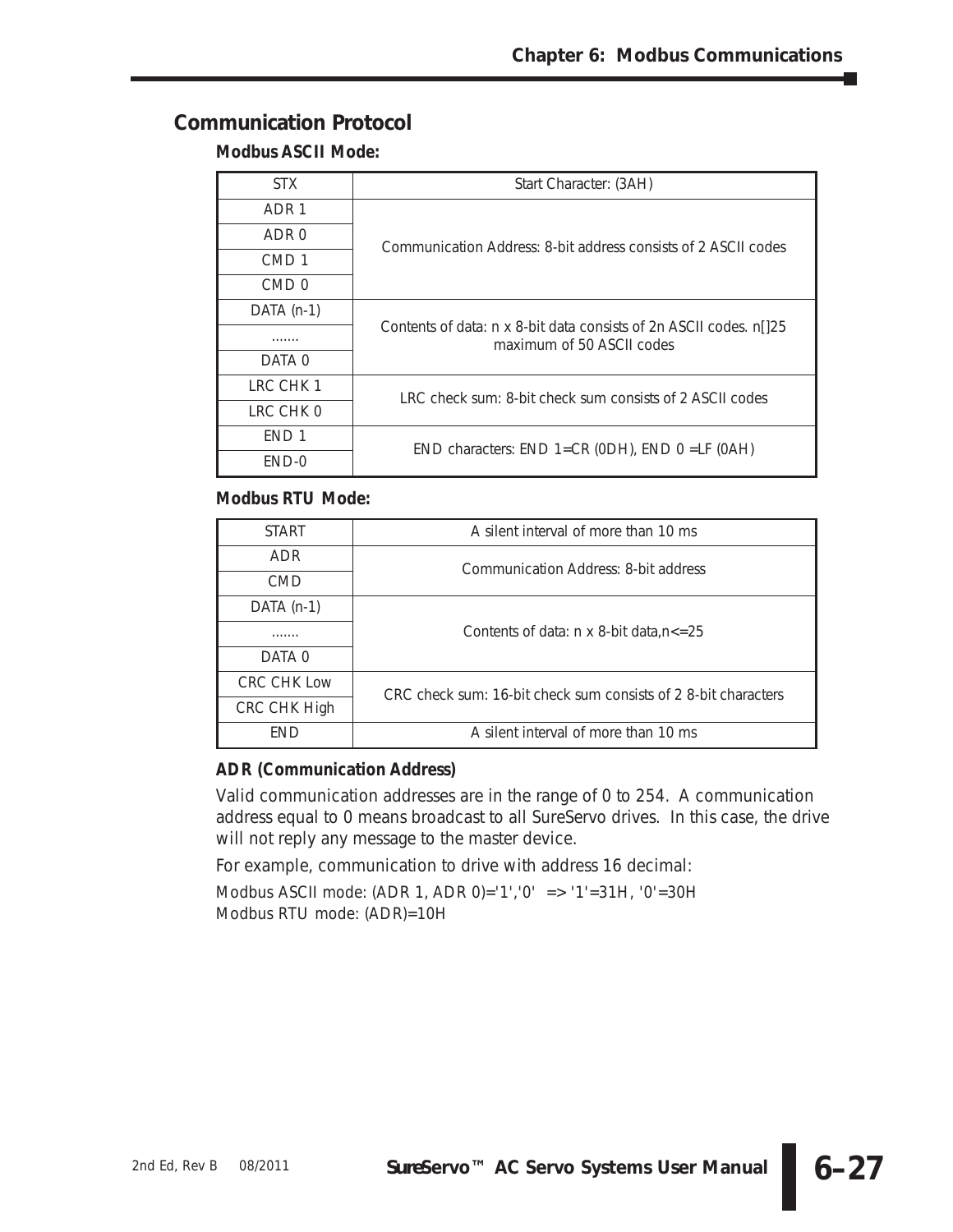## Communication Protocol

**Modbus ASCII Mode:**

| STX | Start Character: (3AH) |
|---|---|
| ADR 1 | Communication Address: 8-bit address consists of 2 ASCII codes |
| ADR 0 | |
| CMD 1 | |
| CMD 0 | |
| DATA (n-1) | Contents of data: n x 8-bit data consists of 2n ASCII codes. n[]25 maximum of 50 ASCII codes |
| ....... | |
| DATA 0 | |
| LRC CHK 1 | LRC check sum: 8-bit check sum consists of 2 ASCII codes |
| LRC CHK 0 | |
| END 1 | END characters: END 1=CR (0DH), END 0 =LF (0AH) |
| END-0 | |

**Modbus RTU Mode:**

| START | A silent interval of more than 10 ms |
|---|---|
| ADR | Communication Address: 8-bit address |
| CMD | |
| DATA (n-1) | Contents of data: n x 8-bit data,n<=25 |
| ....... | |
| DATA 0 | |
| CRC CHK Low | CRC check sum: 16-bit check sum consists of 2 8-bit characters |
| CRC CHK High | |
| END | A silent interval of more than 10 ms |

**ADR (Communication Address)**

Valid communication addresses are in the range of 0 to 254. A communication address equal to 0 means broadcast to all SureServo drives. In this case, the drive will not reply any message to the master device.

For example, communication to drive with address 16 decimal:

Modbus ASCII mode: (ADR 1, ADR 0)='1','0' => '1'=31H, '0'=30H
Modbus RTU mode: (ADR)=10H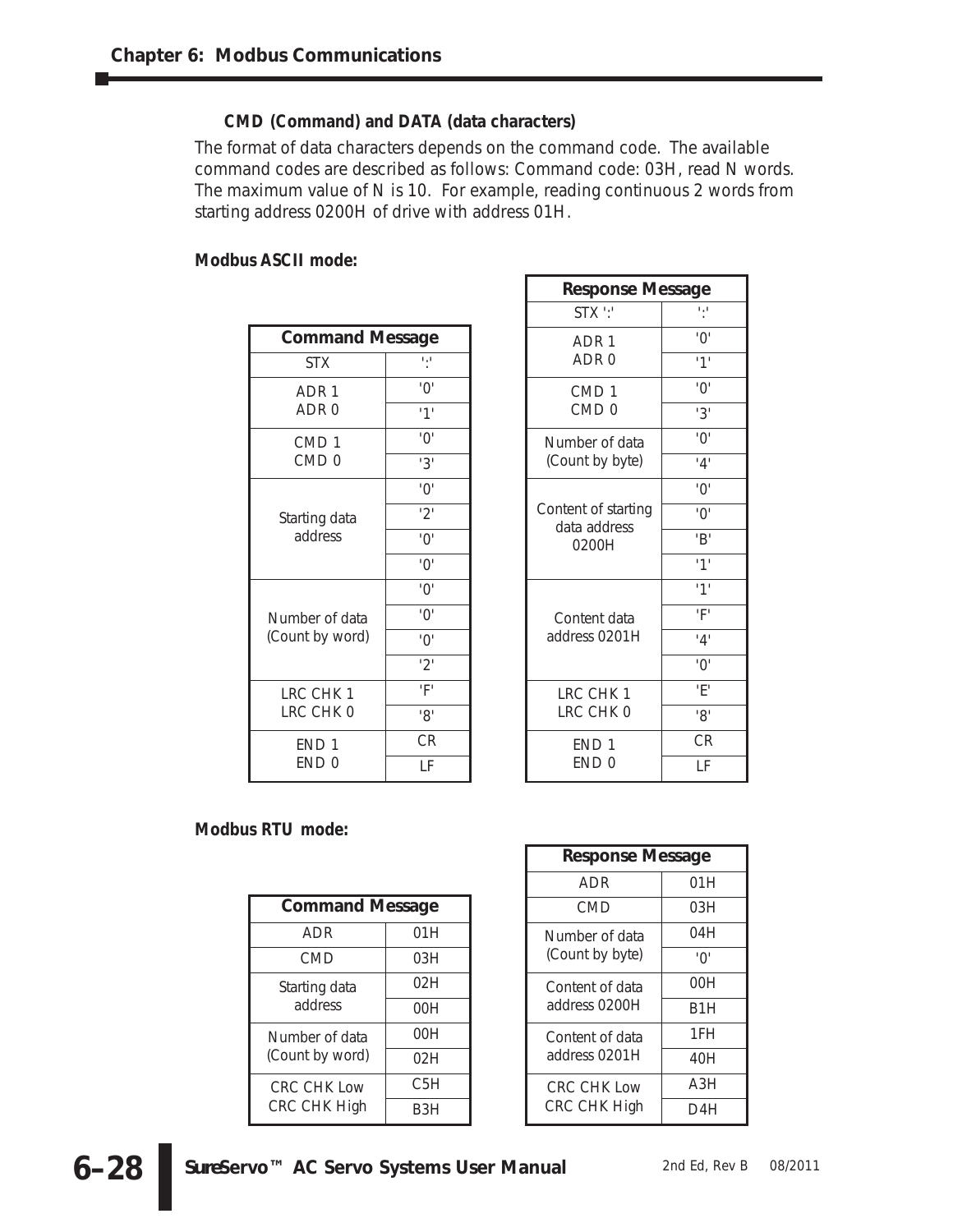### CMD (Command) and DATA (data characters)

The format of data characters depends on the command code. The available command codes are described as follows: Command code: 03H, read N words. The maximum value of N is 10. For example, reading continuous 2 words from starting address 0200H of drive with address 01H.

**Modbus ASCII mode:**

| Command Message | |
|---|---|
| STX | ':' |
| ADR 1<br>ADR 0 | '0' |
| | '1' |
| CMD 1<br>CMD 0 | '0' |
| | '3' |
| Starting data address | '0' |
| | '2' |
| | '0' |
| | '0' |
| Number of data (Count by word) | '0' |
| | '0' |
| | '0' |
| | '2' |
| LRC CHK 1<br>LRC CHK 0 | 'F' |
| | '8' |
| END 1<br>END 0 | CR |
| | LF |

| Response Message | |
|---|---|
| STX ':' | ':' |
| ADR 1<br>ADR 0 | '0' |
| | '1' |
| CMD 1<br>CMD 0 | '0' |
| | '3' |
| Number of data (Count by byte) | '0' |
| | '4' |
| Content of starting data address 0200H | '0' |
| | '0' |
| | 'B' |
| | '1' |
| Content data address 0201H | '1' |
| | 'F' |
| | '4' |
| | '0' |
| LRC CHK 1<br>LRC CHK 0 | 'E' |
| | '8' |
| END 1<br>END 0 | CR |
| | LF |

**Modbus RTU mode:**

| Command Message | |
|---|---|
| ADR | 01H |
| CMD | 03H |
| Starting data address | 02H |
| | 00H |
| Number of data (Count by word) | 00H |
| | 02H |
| CRC CHK Low<br>CRC CHK High | C5H |
| | B3H |

| Response Message | |
|---|---|
| ADR | 01H |
| CMD | 03H |
| Number of data (Count by byte) | 04H |
| | '0' |
| Content of data address 0200H | 00H |
| | B1H |
| Content of data address 0201H | 1FH |
| | 40H |
| CRC CHK Low<br>CRC CHK High | A3H |
| | D4H |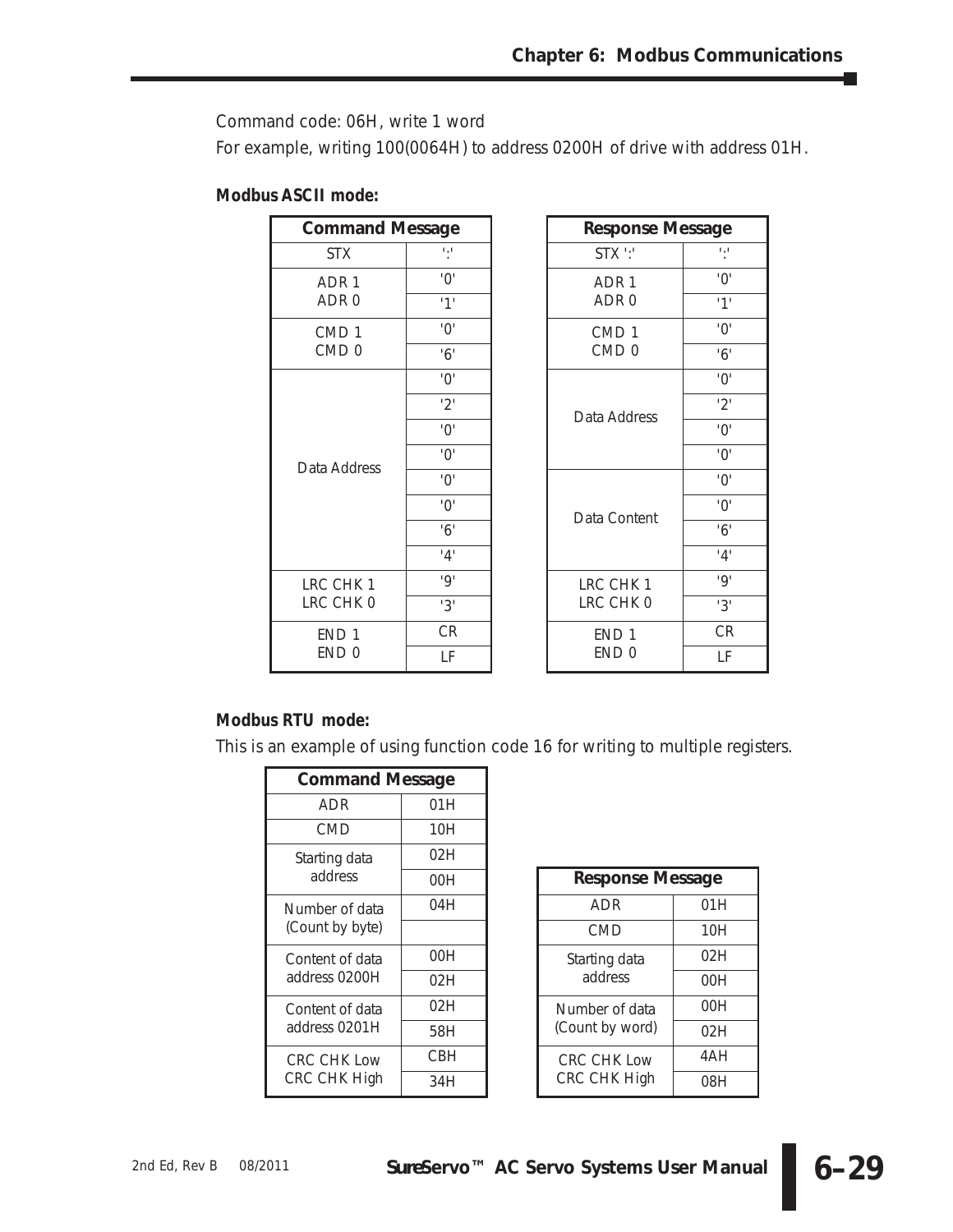Command code: 06H, write 1 word

For example, writing 100(0064H) to address 0200H of drive with address 01H.

**Modbus ASCII mode:**

| Command Message | |
|---|---|
| STX | ':' |
| ADR 1<br>ADR 0 | '0' |
| | '1' |
| CMD 1<br>CMD 0 | '0' |
| | '6' |
| Data Address | '0' |
| | '2' |
| | '0' |
| | '0' |
| | '0' |
| | '0' |
| | '6' |
| | '4' |
| LRC CHK 1<br>LRC CHK 0 | '9' |
| | '3' |
| END 1<br>END 0 | CR |
| | LF |

| Response Message | |
|---|---|
| STX ':' | ':' |
| ADR 1<br>ADR 0 | '0' |
| | '1' |
| CMD 1<br>CMD 0 | '0' |
| | '6' |
| Data Address | '0' |
| | '2' |
| | '0' |
| | '0' |
| Data Content | '0' |
| | '0' |
| | '6' |
| | '4' |
| LRC CHK 1<br>LRC CHK 0 | '9' |
| | '3' |
| END 1<br>END 0 | CR |
| | LF |

**Modbus RTU mode:**

This is an example of using function code 16 for writing to multiple registers.

| Command Message | |
|---|---|
| ADR | 01H |
| CMD | 10H |
| Starting data address | 02H |
| | 00H |
| Number of data (Count by byte) | 04H |
| | |
| Content of data address 0200H | 00H |
| | 02H |
| Content of data address 0201H | 02H |
| | 58H |
| CRC CHK Low<br>CRC CHK High | CBH |
| | 34H |

| Response Message | |
|---|---|
| ADR | 01H |
| CMD | 10H |
| Starting data address | 02H |
| | 00H |
| Number of data (Count by word) | 00H |
| | 02H |
| CRC CHK Low<br>CRC CHK High | 4AH |
| | 08H |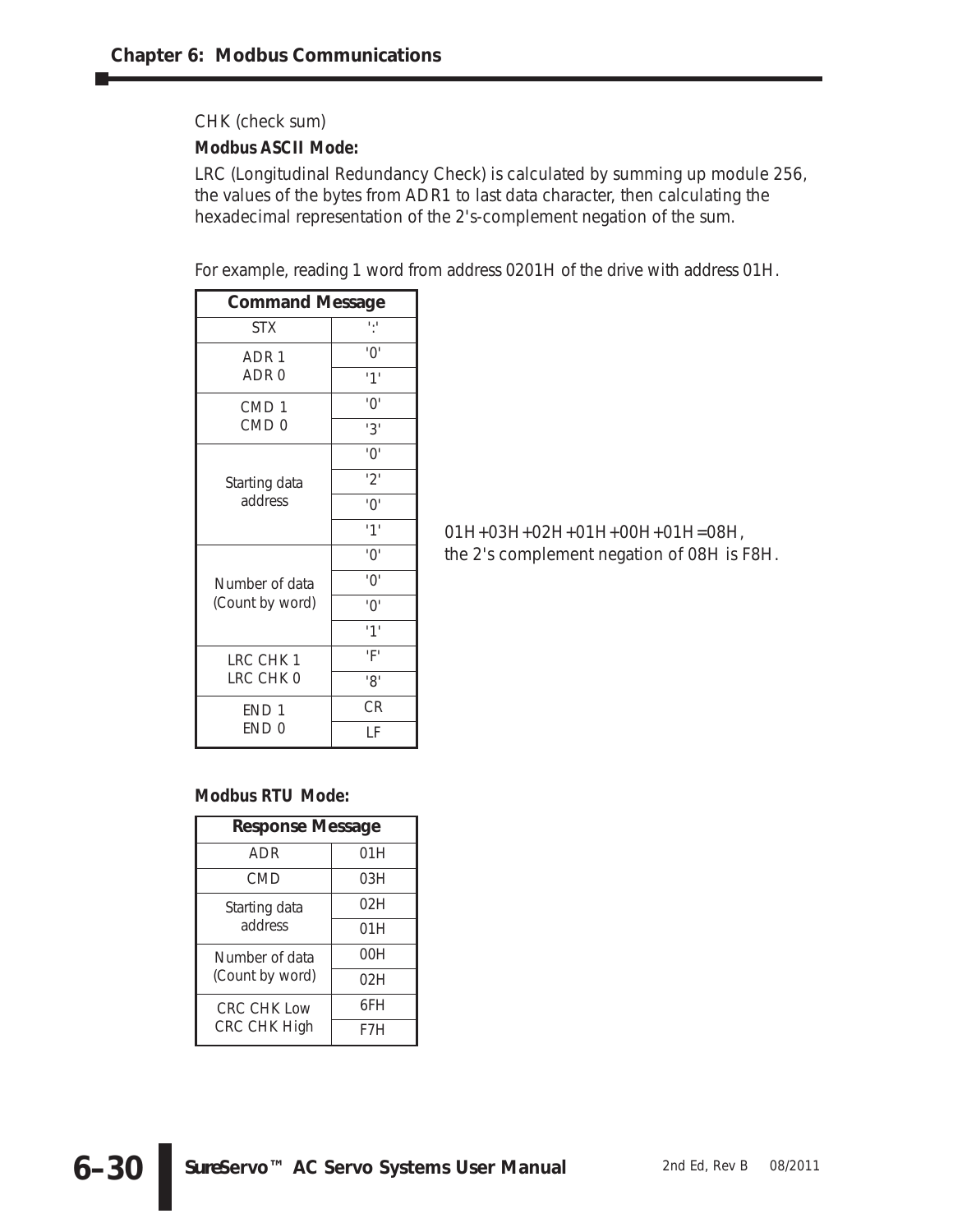CHK (check sum)

**Modbus ASCII Mode:**

LRC (Longitudinal Redundancy Check) is calculated by summing up module 256, the values of the bytes from ADR1 to last data character, then calculating the hexadecimal representation of the 2's-complement negation of the sum.

For example, reading 1 word from address 0201H of the drive with address 01H.

| Command Message | |
|---|---|
| STX | ':' |
| ADR 1 | '0' |
| ADR 0 | '1' |
| CMD 1 | '0' |
| CMD 0 | '3' |
| Starting data address | '0' |
| | '2' |
| | '0' |
| | '1' |
| Number of data (Count by word) | '0' |
| | '0' |
| | '0' |
| | '1' |
| LRC CHK 1 | 'F' |
| LRC CHK 0 | '8' |
| END 1 | CR |
| END 0 | LF |

01H+03H+02H+01H+00H+01H=08H,
the 2's complement negation of 08H is F8H.

**Modbus RTU Mode:**

| Response Message | |
|---|---|
| ADR | 01H |
| CMD | 03H |
| Starting data address | 02H |
| | 01H |
| Number of data (Count by word) | 00H |
| | 02H |
| CRC CHK Low | 6FH |
| CRC CHK High | F7H |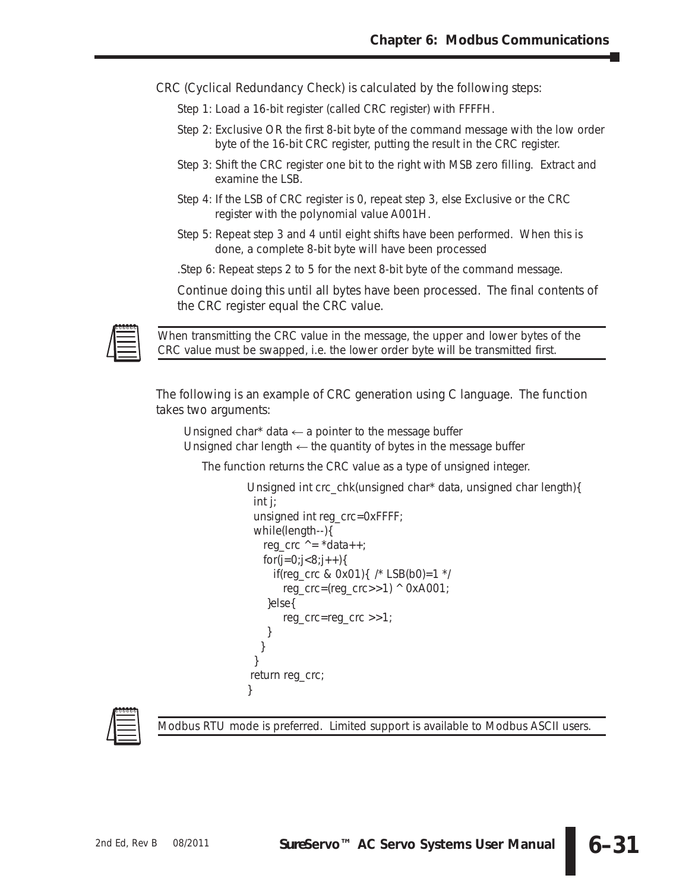CRC (Cyclical Redundancy Check) is calculated by the following steps:

Step 1: Load a 16-bit register (called CRC register) with FFFFH.

Step 2: Exclusive OR the first 8-bit byte of the command message with the low order byte of the 16-bit CRC register, putting the result in the CRC register.

Step 3: Shift the CRC register one bit to the right with MSB zero filling. Extract and examine the LSB.

Step 4: If the LSB of CRC register is 0, repeat step 3, else Exclusive or the CRC register with the polynomial value A001H.

Step 5: Repeat step 3 and 4 until eight shifts have been performed. When this is done, a complete 8-bit byte will have been processed

.Step 6: Repeat steps 2 to 5 for the next 8-bit byte of the command message.

Continue doing this until all bytes have been processed. The final contents of the CRC register equal the CRC value.

> When transmitting the CRC value in the message, the upper and lower bytes of the CRC value must be swapped, i.e. the lower order byte will be transmitted first.

The following is an example of CRC generation using C language. The function takes two arguments:

Unsigned char* data ← a pointer to the message buffer
Unsigned char length ← the quantity of bytes in the message buffer

The function returns the CRC value as a type of unsigned integer.

```
Unsigned int crc_chk(unsigned char* data, unsigned char length){
  int j;
  unsigned int reg_crc=0xFFFF;
  while(length--){
     reg_crc ^= *data++;
     for(j=0;j<8;j++){
        if(reg_crc & 0x01){ /* LSB(b0)=1 */
           reg_crc=(reg_crc>>1) ^ 0xA001;
      }else{
           reg_crc=reg_crc >>1;
      }
     }
  }
 return reg_crc;
}
```

> Modbus RTU mode is preferred. Limited support is available to Modbus ASCII users.